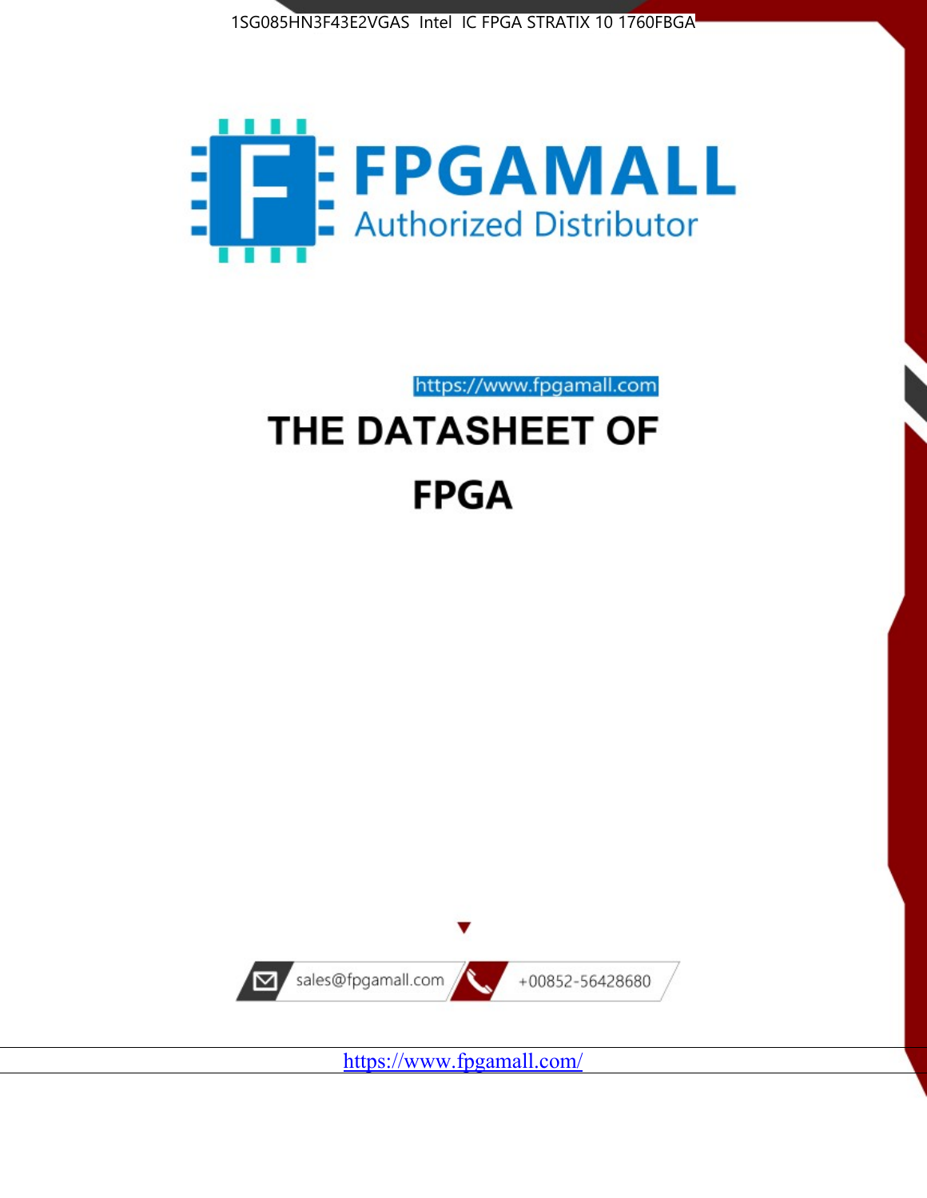1SG085HN3F43E2VGAS Intel IC FPGA STRATIX 10 1760FBGA

FPGAMALL

Authorized Distributor

https://www.fpgamall.com

# THE DATASHEET OF

# FPGA

sales@fpgamall.com

+00852-56428680

https://www.fpgamall.com/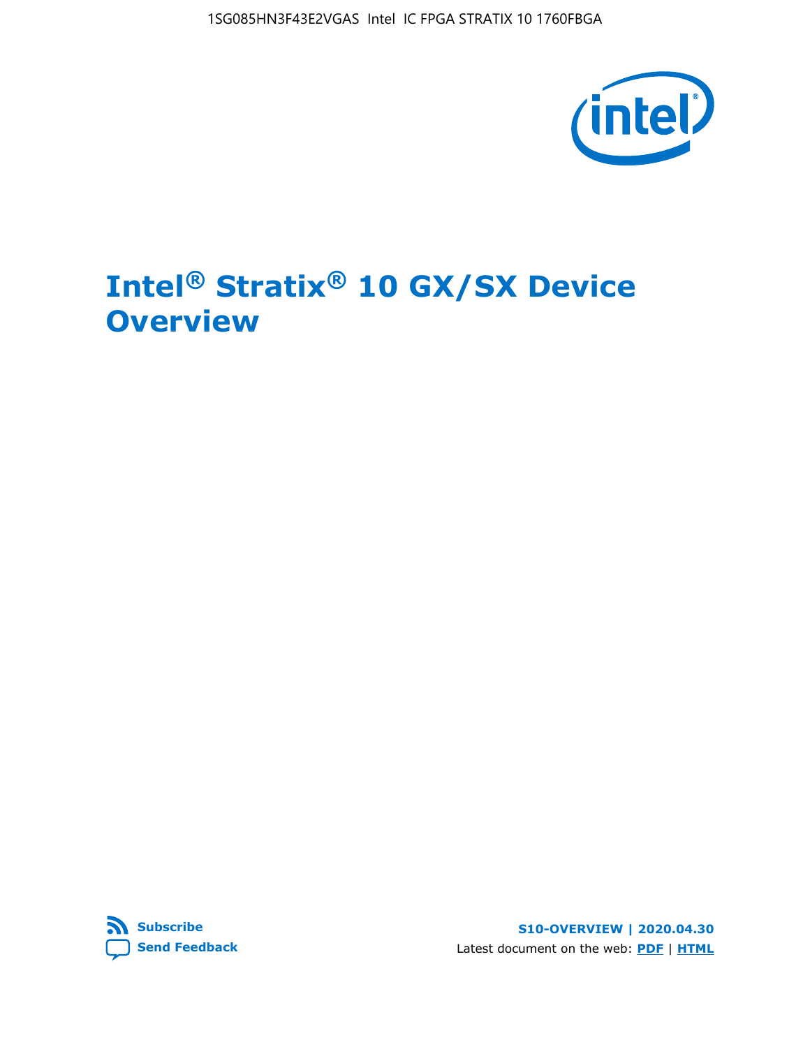# Intel® Stratix® 10 GX/SX Device Overview

**Subscribe**

**Send Feedback**

**S10-OVERVIEW | 2020.04.30**

Latest document on the web: **PDF** | **HTML**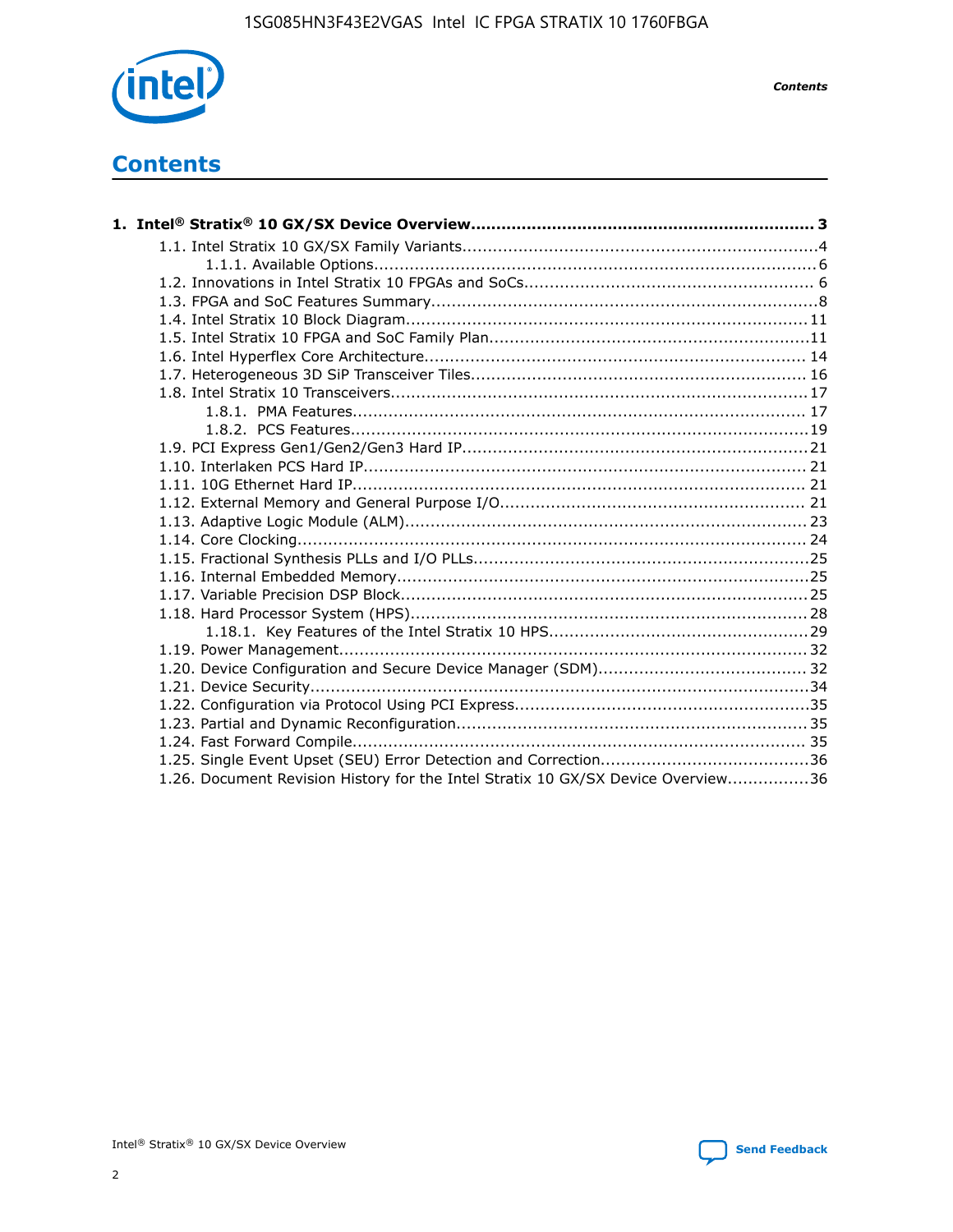# Contents

1. **Intel® Stratix® 10 GX/SX Device Overview.................................................................. 3**
   - 1.1. Intel Stratix 10 GX/SX Family Variants..................................................................4
     - 1.1.1. Available Options...................................................................................6
   - 1.2. Innovations in Intel Stratix 10 FPGAs and SoCs...................................................... 6
   - 1.3. FPGA and SoC Features Summary.........................................................................8
   - 1.4. Intel Stratix 10 Block Diagram............................................................................ 11
   - 1.5. Intel Stratix 10 FPGA and SoC Family Plan.............................................................11
   - 1.6. Intel Hyperflex Core Architecture........................................................................ 14
   - 1.7. Heterogeneous 3D SiP Transceiver Tiles............................................................... 16
   - 1.8. Intel Stratix 10 Transceivers.............................................................................. 17
     - 1.8.1. PMA Features...................................................................................... 17
     - 1.8.2. PCS Features.......................................................................................19
   - 1.9. PCI Express Gen1/Gen2/Gen3 Hard IP.................................................................21
   - 1.10. Interlaken PCS Hard IP..................................................................................... 21
   - 1.11. 10G Ethernet Hard IP....................................................................................... 21
   - 1.12. External Memory and General Purpose I/O.......................................................... 21
   - 1.13. Adaptive Logic Module (ALM)............................................................................ 23
   - 1.14. Core Clocking.................................................................................................. 24
   - 1.15. Fractional Synthesis PLLs and I/O PLLs...............................................................25
   - 1.16. Internal Embedded Memory...............................................................................25
   - 1.17. Variable Precision DSP Block..............................................................................25
   - 1.18. Hard Processor System (HPS)............................................................................28
     - 1.18.1. Key Features of the Intel Stratix 10 HPS.................................................29
   - 1.19. Power Management.......................................................................................... 32
   - 1.20. Device Configuration and Secure Device Manager (SDM)....................................... 32
   - 1.21. Device Security................................................................................................34
   - 1.22. Configuration via Protocol Using PCI Express........................................................35
   - 1.23. Partial and Dynamic Reconfiguration...................................................................35
   - 1.24. Fast Forward Compile....................................................................................... 35
   - 1.25. Single Event Upset (SEU) Error Detection and Correction.......................................36
   - 1.26. Document Revision History for the Intel Stratix 10 GX/SX Device Overview................36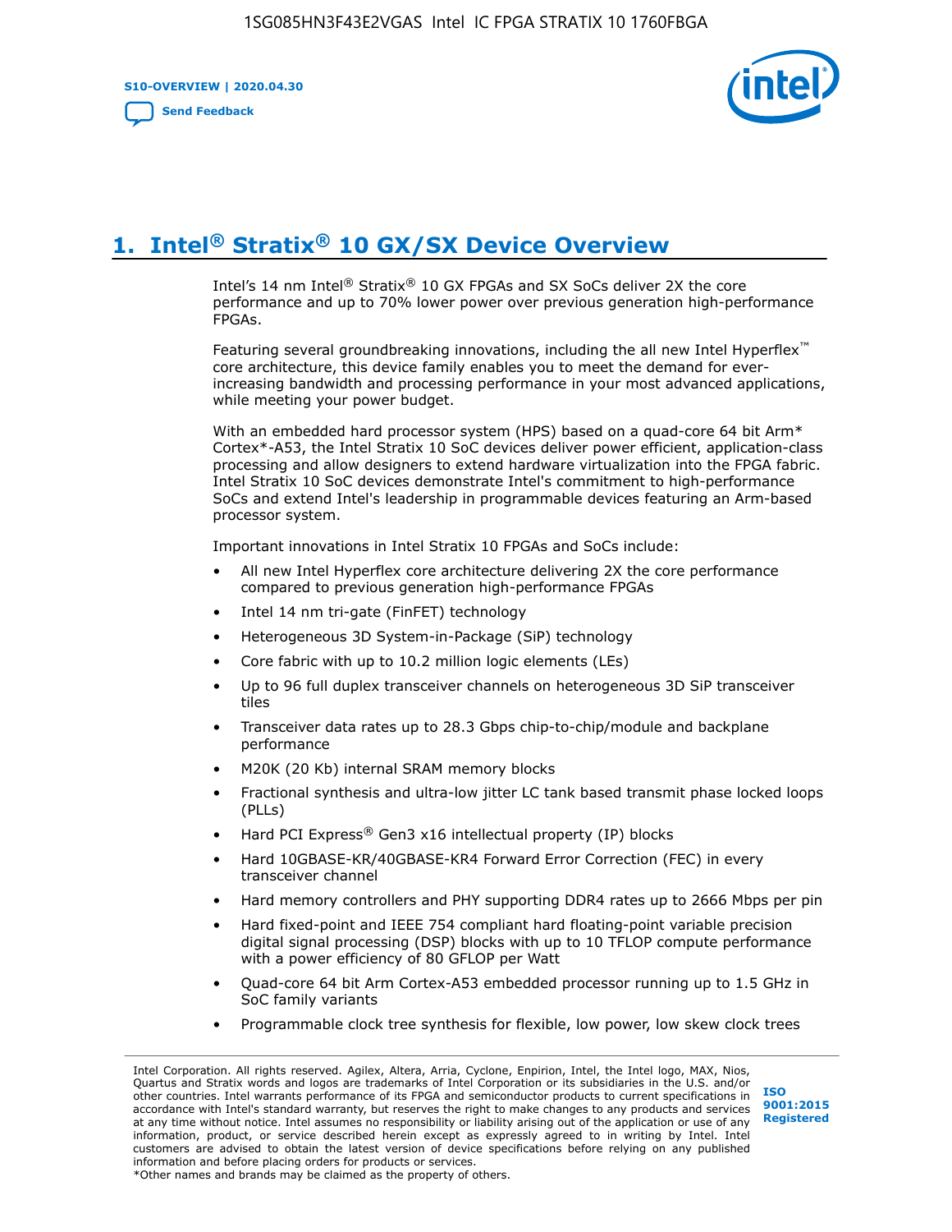# 1. Intel® Stratix® 10 GX/SX Device Overview

Intel's 14 nm Intel® Stratix® 10 GX FPGAs and SX SoCs deliver 2X the core performance and up to 70% lower power over previous generation high-performance FPGAs.

Featuring several groundbreaking innovations, including the all new Intel Hyperflex™ core architecture, this device family enables you to meet the demand for ever-increasing bandwidth and processing performance in your most advanced applications, while meeting your power budget.

With an embedded hard processor system (HPS) based on a quad-core 64 bit Arm* Cortex*-A53, the Intel Stratix 10 SoC devices deliver power efficient, application-class processing and allow designers to extend hardware virtualization into the FPGA fabric. Intel Stratix 10 SoC devices demonstrate Intel's commitment to high-performance SoCs and extend Intel's leadership in programmable devices featuring an Arm-based processor system.

Important innovations in Intel Stratix 10 FPGAs and SoCs include:

- All new Intel Hyperflex core architecture delivering 2X the core performance compared to previous generation high-performance FPGAs
- Intel 14 nm tri-gate (FinFET) technology
- Heterogeneous 3D System-in-Package (SiP) technology
- Core fabric with up to 10.2 million logic elements (LEs)
- Up to 96 full duplex transceiver channels on heterogeneous 3D SiP transceiver tiles
- Transceiver data rates up to 28.3 Gbps chip-to-chip/module and backplane performance
- M20K (20 Kb) internal SRAM memory blocks
- Fractional synthesis and ultra-low jitter LC tank based transmit phase locked loops (PLLs)
- Hard PCI Express® Gen3 x16 intellectual property (IP) blocks
- Hard 10GBASE-KR/40GBASE-KR4 Forward Error Correction (FEC) in every transceiver channel
- Hard memory controllers and PHY supporting DDR4 rates up to 2666 Mbps per pin
- Hard fixed-point and IEEE 754 compliant hard floating-point variable precision digital signal processing (DSP) blocks with up to 10 TFLOP compute performance with a power efficiency of 80 GFLOP per Watt
- Quad-core 64 bit Arm Cortex-A53 embedded processor running up to 1.5 GHz in SoC family variants
- Programmable clock tree synthesis for flexible, low power, low skew clock trees

Intel Corporation. All rights reserved. Agilex, Altera, Arria, Cyclone, Enpirion, Intel, the Intel logo, MAX, Nios, Quartus and Stratix words and logos are trademarks of Intel Corporation or its subsidiaries in the U.S. and/or other countries. Intel warrants performance of its FPGA and semiconductor products to current specifications in accordance with Intel's standard warranty, but reserves the right to make changes to any products and services at any time without notice. Intel assumes no responsibility or liability arising out of the application or use of any information, product, or service described herein except as expressly agreed to in writing by Intel. Intel customers are advised to obtain the latest version of device specifications before relying on any published information and before placing orders for products or services.
*Other names and brands may be claimed as the property of others.

ISO 9001:2015 Registered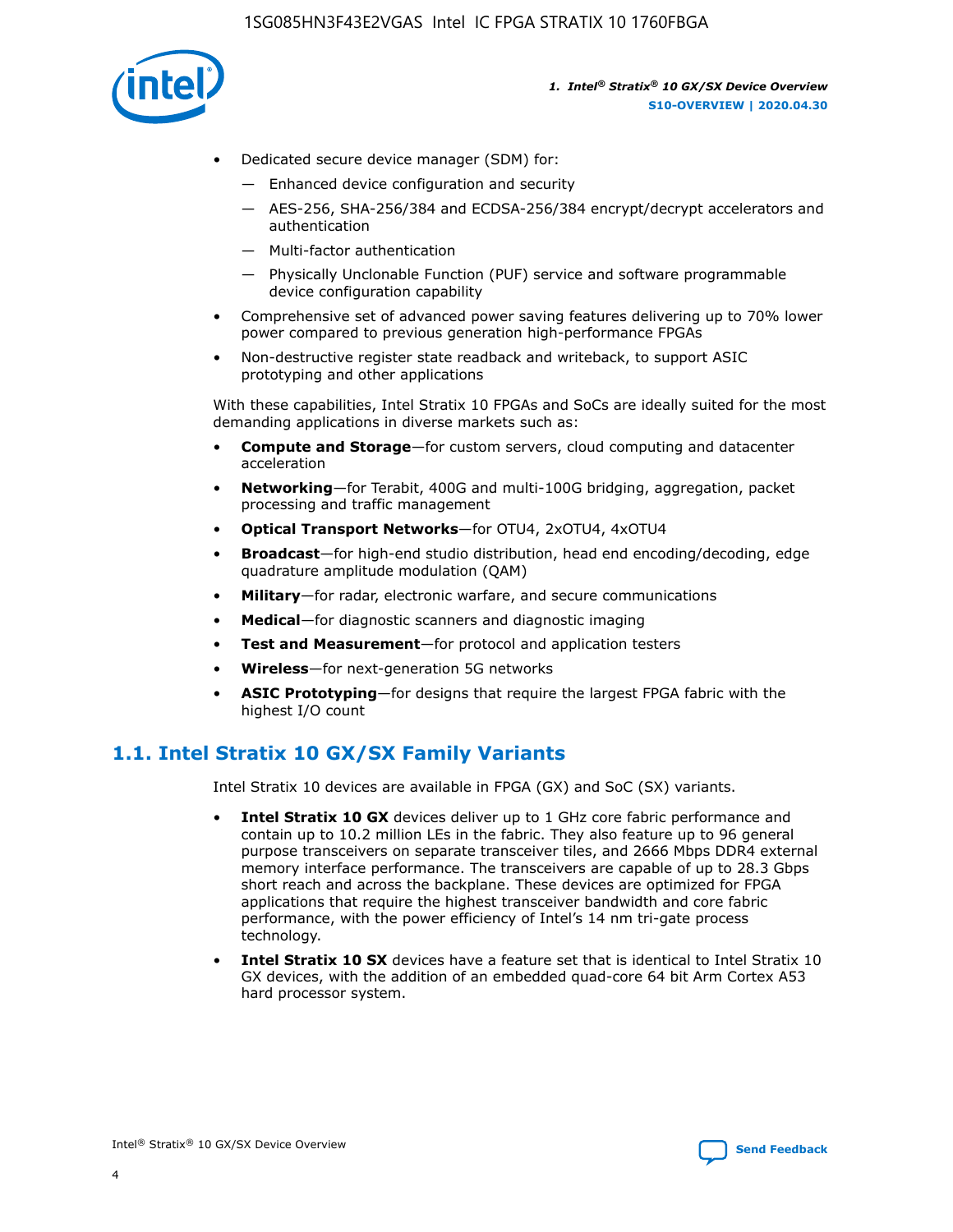- Dedicated secure device manager (SDM) for:
  - — Enhanced device configuration and security
  - — AES-256, SHA-256/384 and ECDSA-256/384 encrypt/decrypt accelerators and authentication
  - — Multi-factor authentication
  - — Physically Unclonable Function (PUF) service and software programmable device configuration capability
- Comprehensive set of advanced power saving features delivering up to 70% lower power compared to previous generation high-performance FPGAs
- Non-destructive register state readback and writeback, to support ASIC prototyping and other applications

With these capabilities, Intel Stratix 10 FPGAs and SoCs are ideally suited for the most demanding applications in diverse markets such as:

- **Compute and Storage**—for custom servers, cloud computing and datacenter acceleration
- **Networking**—for Terabit, 400G and multi-100G bridging, aggregation, packet processing and traffic management
- **Optical Transport Networks**—for OTU4, 2xOTU4, 4xOTU4
- **Broadcast**—for high-end studio distribution, head end encoding/decoding, edge quadrature amplitude modulation (QAM)
- **Military**—for radar, electronic warfare, and secure communications
- **Medical**—for diagnostic scanners and diagnostic imaging
- **Test and Measurement**—for protocol and application testers
- **Wireless**—for next-generation 5G networks
- **ASIC Prototyping**—for designs that require the largest FPGA fabric with the highest I/O count

## 1.1. Intel Stratix 10 GX/SX Family Variants

Intel Stratix 10 devices are available in FPGA (GX) and SoC (SX) variants.

- **Intel Stratix 10 GX** devices deliver up to 1 GHz core fabric performance and contain up to 10.2 million LEs in the fabric. They also feature up to 96 general purpose transceivers on separate transceiver tiles, and 2666 Mbps DDR4 external memory interface performance. The transceivers are capable of up to 28.3 Gbps short reach and across the backplane. These devices are optimized for FPGA applications that require the highest transceiver bandwidth and core fabric performance, with the power efficiency of Intel's 14 nm tri-gate process technology.
- **Intel Stratix 10 SX** devices have a feature set that is identical to Intel Stratix 10 GX devices, with the addition of an embedded quad-core 64 bit Arm Cortex A53 hard processor system.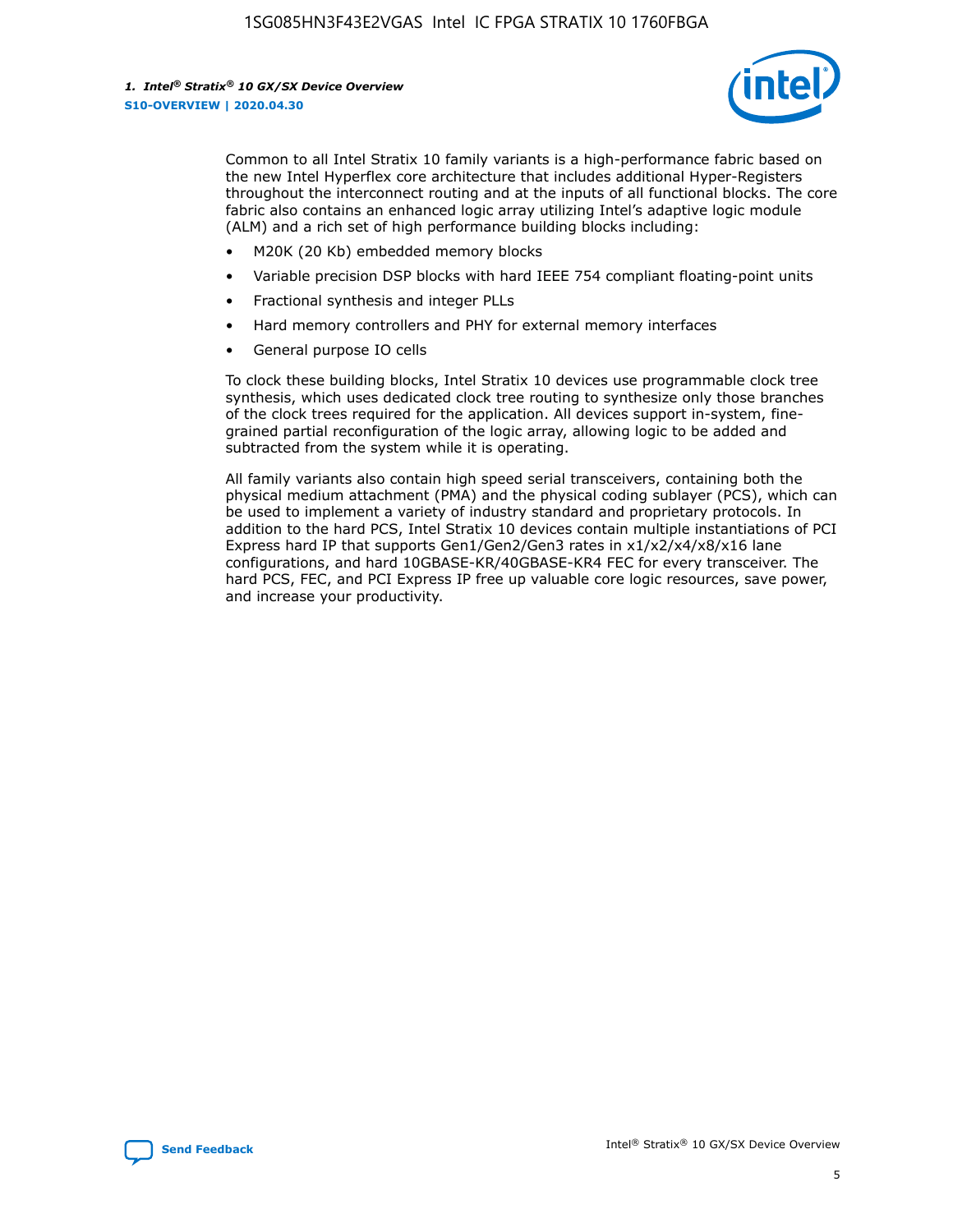Common to all Intel Stratix 10 family variants is a high-performance fabric based on the new Intel Hyperflex core architecture that includes additional Hyper-Registers throughout the interconnect routing and at the inputs of all functional blocks. The core fabric also contains an enhanced logic array utilizing Intel's adaptive logic module (ALM) and a rich set of high performance building blocks including:

- M20K (20 Kb) embedded memory blocks
- Variable precision DSP blocks with hard IEEE 754 compliant floating-point units
- Fractional synthesis and integer PLLs
- Hard memory controllers and PHY for external memory interfaces
- General purpose IO cells

To clock these building blocks, Intel Stratix 10 devices use programmable clock tree synthesis, which uses dedicated clock tree routing to synthesize only those branches of the clock trees required for the application. All devices support in-system, fine-grained partial reconfiguration of the logic array, allowing logic to be added and subtracted from the system while it is operating.

All family variants also contain high speed serial transceivers, containing both the physical medium attachment (PMA) and the physical coding sublayer (PCS), which can be used to implement a variety of industry standard and proprietary protocols. In addition to the hard PCS, Intel Stratix 10 devices contain multiple instantiations of PCI Express hard IP that supports Gen1/Gen2/Gen3 rates in x1/x2/x4/x8/x16 lane configurations, and hard 10GBASE-KR/40GBASE-KR4 FEC for every transceiver. The hard PCS, FEC, and PCI Express IP free up valuable core logic resources, save power, and increase your productivity.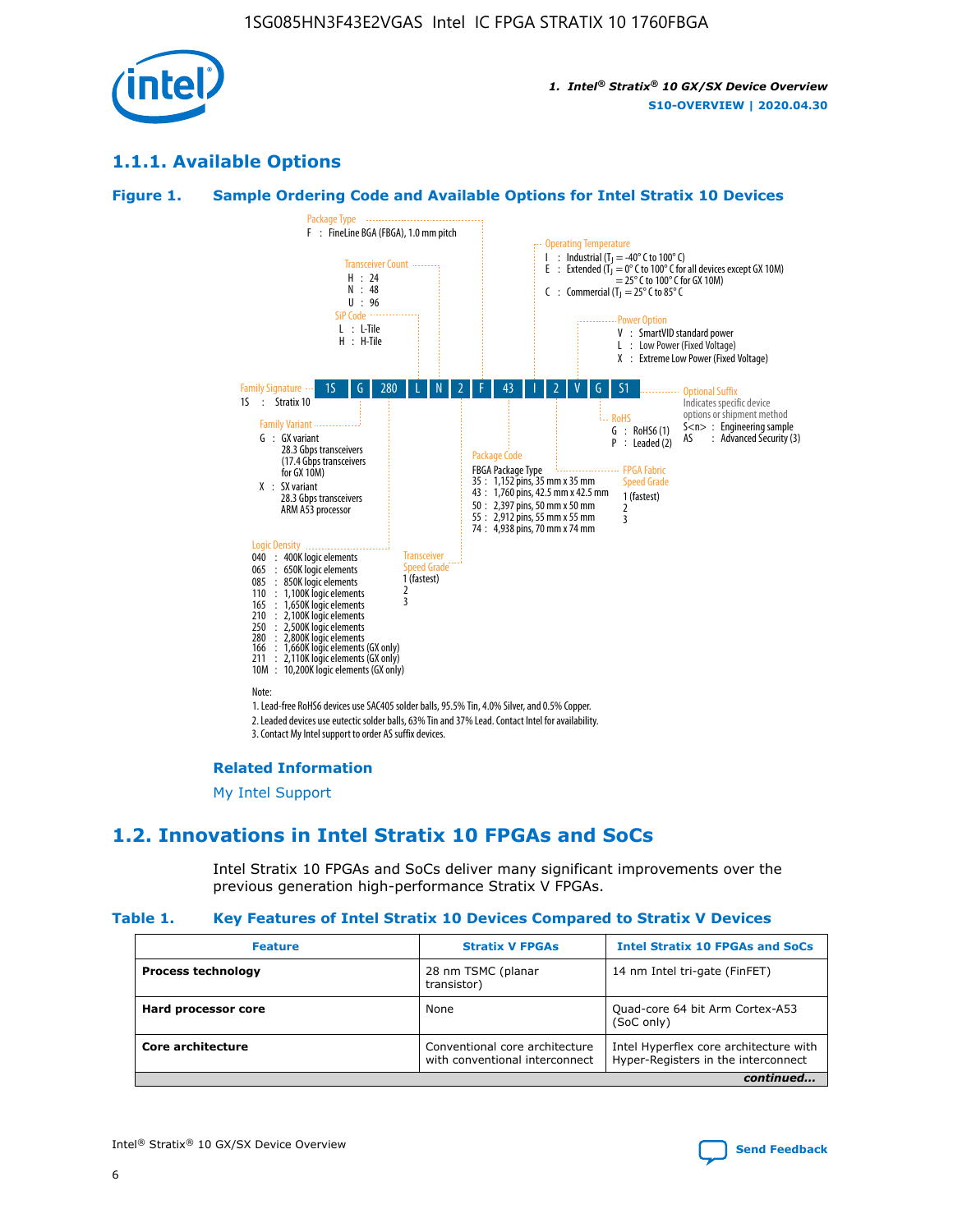## 1.1.1. Available Options

### Figure 1. Sample Ordering Code and Available Options for Intel Stratix 10 Devices

| 1S | G | 280 | L | N | 2 | F | 43 | I | 2 | V | G | S1 |
|---|---|---|---|---|---|---|---|---|---|---|---|---|

**Family Signature**
1S : Stratix 10

**Family Variant**
G : GX variant
28.3 Gbps transceivers
(17.4 Gbps transceivers for GX 10M)
X : SX variant
28.3 Gbps transceivers
ARM A53 processor

**Logic Density**
040 : 400K logic elements
065 : 650K logic elements
085 : 850K logic elements
110 : 1,100K logic elements
165 : 1,650K logic elements
210 : 2,100K logic elements
250 : 2,500K logic elements
280 : 2,800K logic elements
166 : 1,660K logic elements (GX only)
211 : 2,110K logic elements (GX only)
10M : 10,200K logic elements (GX only)

**SiP Code**
L : L-Tile
H : H-Tile

**Transceiver Count**
H : 24
N : 48
U : 96

**Transceiver Speed Grade**
1 (fastest)
2
3

**Package Type**
F : FineLine BGA (FBGA), 1.0 mm pitch

**Package Code**
FBGA Package Type
35 : 1,152 pins, 35 mm x 35 mm
43 : 1,760 pins, 42.5 mm x 42.5 mm
50 : 2,397 pins, 50 mm x 50 mm
55 : 2,912 pins, 55 mm x 55 mm
74 : 4,938 pins, 70 mm x 74 mm

**Operating Temperature**
I : Industrial ($T_J$ = -40° C to 100° C)
E : Extended ($T_J$ = 0° C to 100° C for all devices except GX 10M)
= 25° C to 100° C for GX 10M)
C : Commercial ($T_J$ = 25° C to 85° C

**FPGA Fabric Speed Grade**
1 (fastest)
2
3

**Power Option**
V : SmartVID standard power
L : Low Power (Fixed Voltage)
X : Extreme Low Power (Fixed Voltage)

**RoHS**
G : RoHS6 (1)
P : Leaded (2)

**Optional Suffix**
Indicates specific device options or shipment method
S<n> : Engineering sample
AS : Advanced Security (3)

Note:
1. Lead-free RoHS6 devices use SAC405 solder balls, 95.5% Tin, 4.0% Silver, and 0.5% Copper.
2. Leaded devices use eutectic solder balls, 63% Tin and 37% Lead. Contact Intel for availability.
3. Contact My Intel support to order AS suffix devices.

#### Related Information

My Intel Support

## 1.2. Innovations in Intel Stratix 10 FPGAs and SoCs

Intel Stratix 10 FPGAs and SoCs deliver many significant improvements over the previous generation high-performance Stratix V FPGAs.

### Table 1. Key Features of Intel Stratix 10 Devices Compared to Stratix V Devices

| Feature | Stratix V FPGAs | Intel Stratix 10 FPGAs and SoCs |
|---|---|---|
| **Process technology** | 28 nm TSMC (planar transistor) | 14 nm Intel tri-gate (FinFET) |
| **Hard processor core** | None | Quad-core 64 bit Arm Cortex-A53 (SoC only) |
| **Core architecture** | Conventional core architecture with conventional interconnect | Intel Hyperflex core architecture with Hyper-Registers in the interconnect |

*continued...*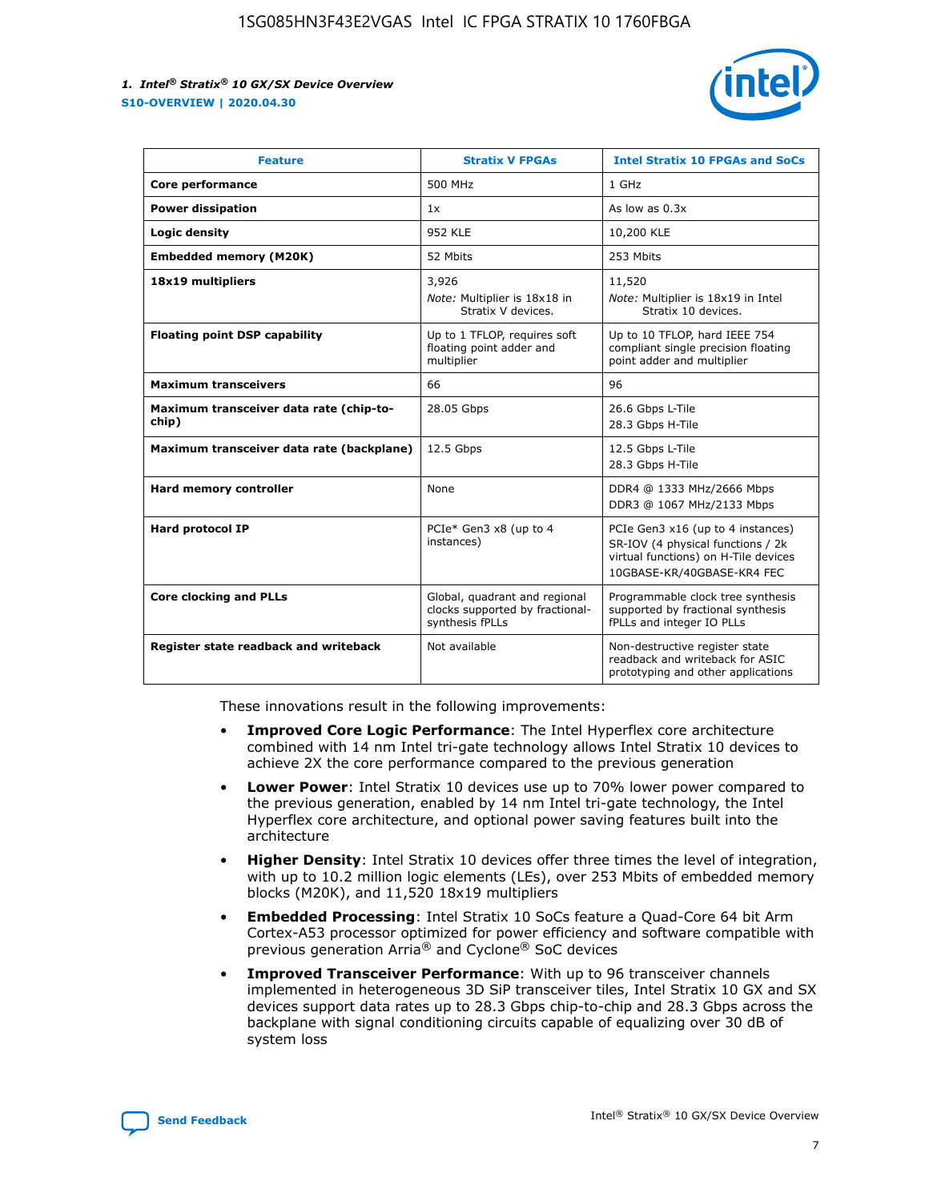| Feature | Stratix V FPGAs | Intel Stratix 10 FPGAs and SoCs |
| --- | --- | --- |
| **Core performance** | 500 MHz | 1 GHz |
| **Power dissipation** | 1x | As low as 0.3x |
| **Logic density** | 952 KLE | 10,200 KLE |
| **Embedded memory (M20K)** | 52 Mbits | 253 Mbits |
| **18x19 multipliers** | 3,926<br>*Note:* Multiplier is 18x18 in Stratix V devices. | 11,520<br>*Note:* Multiplier is 18x19 in Intel Stratix 10 devices. |
| **Floating point DSP capability** | Up to 1 TFLOP, requires soft floating point adder and multiplier | Up to 10 TFLOP, hard IEEE 754 compliant single precision floating point adder and multiplier |
| **Maximum transceivers** | 66 | 96 |
| **Maximum transceiver data rate (chip-to-chip)** | 28.05 Gbps | 26.6 Gbps L-Tile<br>28.3 Gbps H-Tile |
| **Maximum transceiver data rate (backplane)** | 12.5 Gbps | 12.5 Gbps L-Tile<br>28.3 Gbps H-Tile |
| **Hard memory controller** | None | DDR4 @ 1333 MHz/2666 Mbps<br>DDR3 @ 1067 MHz/2133 Mbps |
| **Hard protocol IP** | PCIe* Gen3 x8 (up to 4 instances) | PCIe Gen3 x16 (up to 4 instances)<br>SR-IOV (4 physical functions / 2k virtual functions) on H-Tile devices<br>10GBASE-KR/40GBASE-KR4 FEC |
| **Core clocking and PLLs** | Global, quadrant and regional clocks supported by fractional-synthesis fPLLs | Programmable clock tree synthesis supported by fractional synthesis fPLLs and integer IO PLLs |
| **Register state readback and writeback** | Not available | Non-destructive register state readback and writeback for ASIC prototyping and other applications |

These innovations result in the following improvements:

- **Improved Core Logic Performance**: The Intel Hyperflex core architecture combined with 14 nm Intel tri-gate technology allows Intel Stratix 10 devices to achieve 2X the core performance compared to the previous generation
- **Lower Power**: Intel Stratix 10 devices use up to 70% lower power compared to the previous generation, enabled by 14 nm Intel tri-gate technology, the Intel Hyperflex core architecture, and optional power saving features built into the architecture
- **Higher Density**: Intel Stratix 10 devices offer three times the level of integration, with up to 10.2 million logic elements (LEs), over 253 Mbits of embedded memory blocks (M20K), and 11,520 18x19 multipliers
- **Embedded Processing**: Intel Stratix 10 SoCs feature a Quad-Core 64 bit Arm Cortex-A53 processor optimized for power efficiency and software compatible with previous generation Arria® and Cyclone® SoC devices
- **Improved Transceiver Performance**: With up to 96 transceiver channels implemented in heterogeneous 3D SiP transceiver tiles, Intel Stratix 10 GX and SX devices support data rates up to 28.3 Gbps chip-to-chip and 28.3 Gbps across the backplane with signal conditioning circuits capable of equalizing over 30 dB of system loss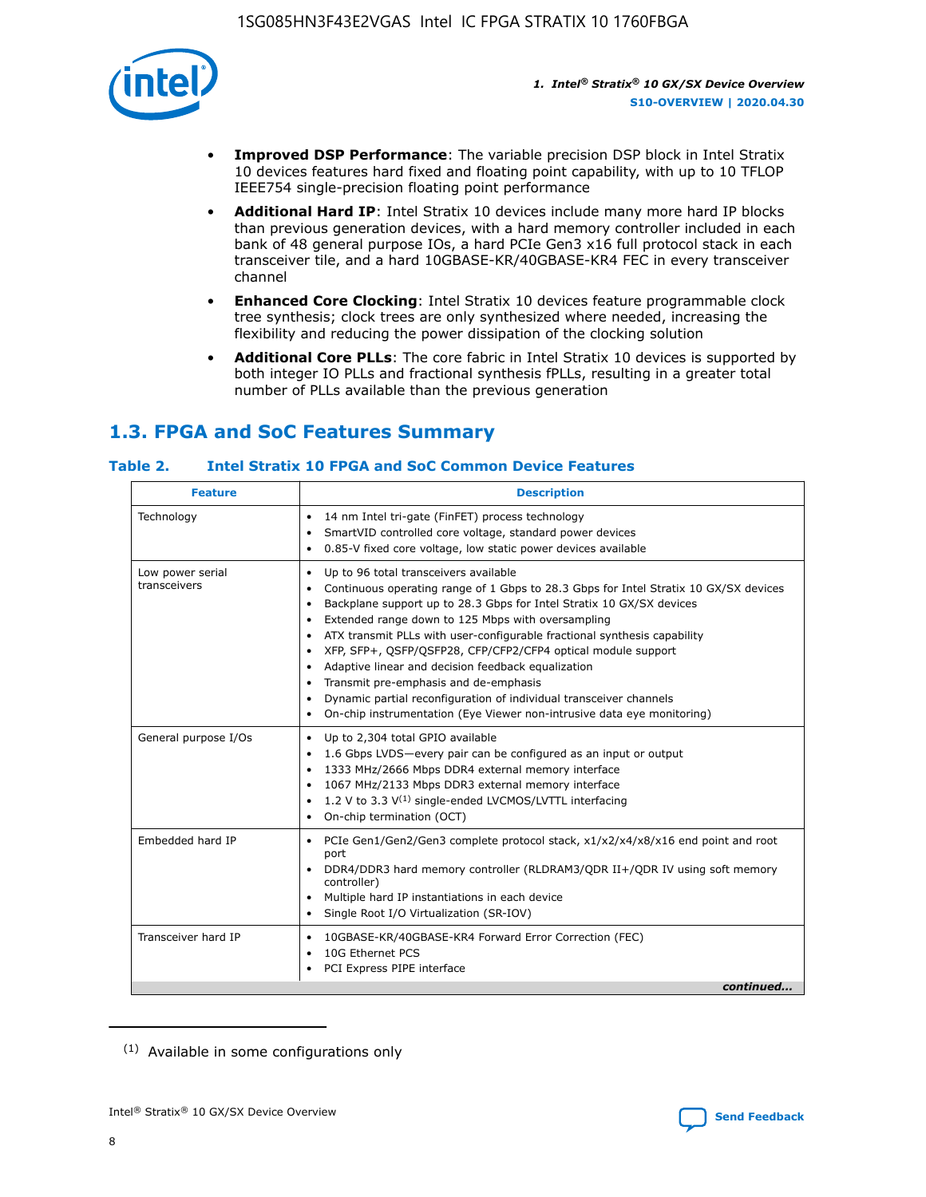- **Improved DSP Performance**: The variable precision DSP block in Intel Stratix 10 devices features hard fixed and floating point capability, with up to 10 TFLOP IEEE754 single-precision floating point performance
- **Additional Hard IP**: Intel Stratix 10 devices include many more hard IP blocks than previous generation devices, with a hard memory controller included in each bank of 48 general purpose IOs, a hard PCIe Gen3 x16 full protocol stack in each transceiver tile, and a hard 10GBASE-KR/40GBASE-KR4 FEC in every transceiver channel
- **Enhanced Core Clocking**: Intel Stratix 10 devices feature programmable clock tree synthesis; clock trees are only synthesized where needed, increasing the flexibility and reducing the power dissipation of the clocking solution
- **Additional Core PLLs**: The core fabric in Intel Stratix 10 devices is supported by both integer IO PLLs and fractional synthesis fPLLs, resulting in a greater total number of PLLs available than the previous generation

## 1.3. FPGA and SoC Features Summary

### Table 2. Intel Stratix 10 FPGA and SoC Common Device Features

| Feature | Description |
|---|---|
| Technology | • 14 nm Intel tri-gate (FinFET) process technology<br>• SmartVID controlled core voltage, standard power devices<br>• 0.85-V fixed core voltage, low static power devices available |
| Low power serial transceivers | • Up to 96 total transceivers available<br>• Continuous operating range of 1 Gbps to 28.3 Gbps for Intel Stratix 10 GX/SX devices<br>• Backplane support up to 28.3 Gbps for Intel Stratix 10 GX/SX devices<br>• Extended range down to 125 Mbps with oversampling<br>• ATX transmit PLLs with user-configurable fractional synthesis capability<br>• XFP, SFP+, QSFP/QSFP28, CFP/CFP2/CFP4 optical module support<br>• Adaptive linear and decision feedback equalization<br>• Transmit pre-emphasis and de-emphasis<br>• Dynamic partial reconfiguration of individual transceiver channels<br>• On-chip instrumentation (Eye Viewer non-intrusive data eye monitoring) |
| General purpose I/Os | • Up to 2,304 total GPIO available<br>• 1.6 Gbps LVDS—every pair can be configured as an input or output<br>• 1333 MHz/2666 Mbps DDR4 external memory interface<br>• 1067 MHz/2133 Mbps DDR3 external memory interface<br>• 1.2 V to 3.3 V[(1)] single-ended LVCMOS/LVTTL interfacing<br>• On-chip termination (OCT) |
| Embedded hard IP | • PCIe Gen1/Gen2/Gen3 complete protocol stack, x1/x2/x4/x8/x16 end point and root port<br>• DDR4/DDR3 hard memory controller (RLDRAM3/QDR II+/QDR IV using soft memory controller)<br>• Multiple hard IP instantiations in each device<br>• Single Root I/O Virtualization (SR-IOV) |
| Transceiver hard IP | • 10GBASE-KR/40GBASE-KR4 Forward Error Correction (FEC)<br>• 10G Ethernet PCS<br>• PCI Express PIPE interface |

*continued...*

(1) Available in some configurations only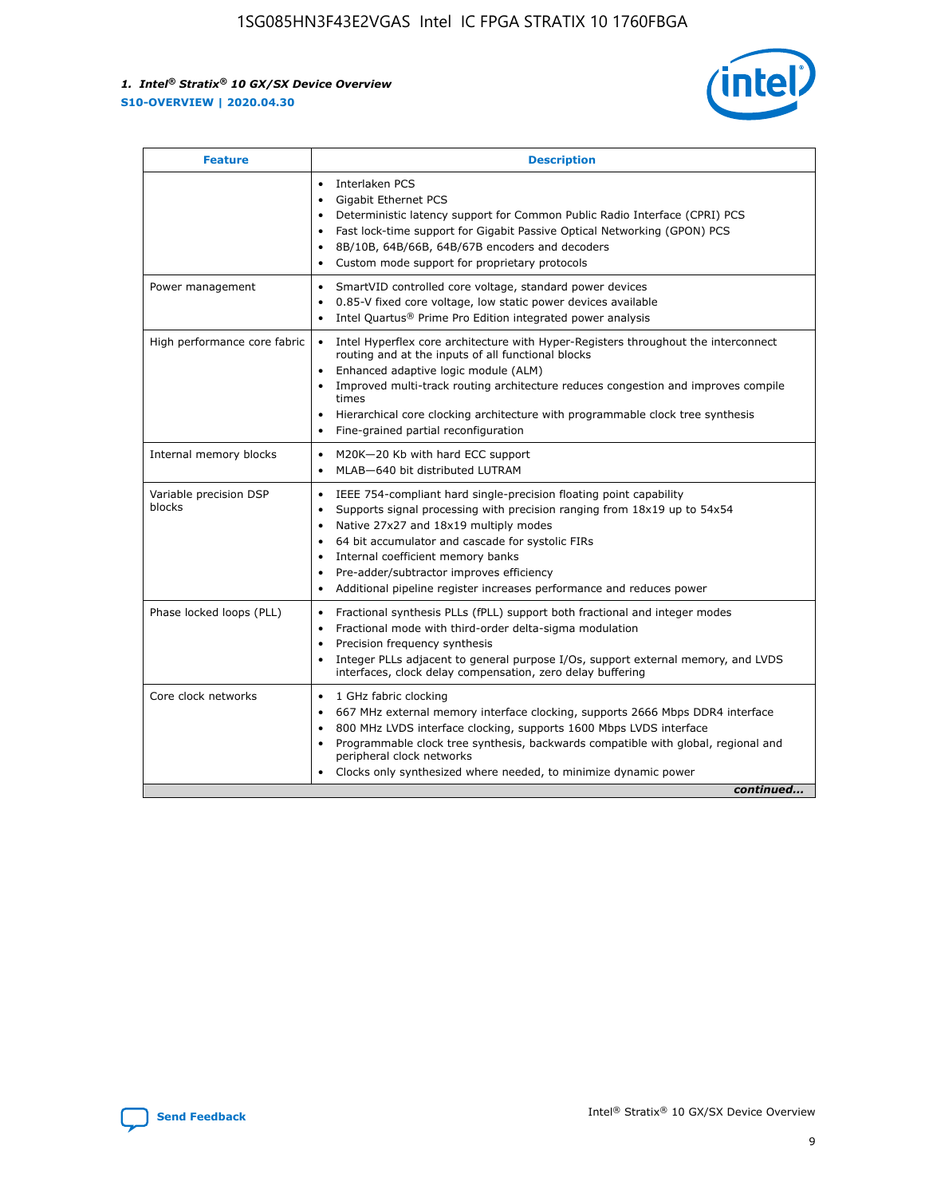| Feature | Description |
| --- | --- |
| | • Interlaken PCS<br>• Gigabit Ethernet PCS<br>• Deterministic latency support for Common Public Radio Interface (CPRI) PCS<br>• Fast lock-time support for Gigabit Passive Optical Networking (GPON) PCS<br>• 8B/10B, 64B/66B, 64B/67B encoders and decoders<br>• Custom mode support for proprietary protocols |
| Power management | • SmartVID controlled core voltage, standard power devices<br>• 0.85-V fixed core voltage, low static power devices available<br>• Intel Quartus® Prime Pro Edition integrated power analysis |
| High performance core fabric | • Intel Hyperflex core architecture with Hyper-Registers throughout the interconnect routing and at the inputs of all functional blocks<br>• Enhanced adaptive logic module (ALM)<br>• Improved multi-track routing architecture reduces congestion and improves compile times<br>• Hierarchical core clocking architecture with programmable clock tree synthesis<br>• Fine-grained partial reconfiguration |
| Internal memory blocks | • M20K—20 Kb with hard ECC support<br>• MLAB—640 bit distributed LUTRAM |
| Variable precision DSP blocks | • IEEE 754-compliant hard single-precision floating point capability<br>• Supports signal processing with precision ranging from 18x19 up to 54x54<br>• Native 27x27 and 18x19 multiply modes<br>• 64 bit accumulator and cascade for systolic FIRs<br>• Internal coefficient memory banks<br>• Pre-adder/subtractor improves efficiency<br>• Additional pipeline register increases performance and reduces power |
| Phase locked loops (PLL) | • Fractional synthesis PLLs (fPLL) support both fractional and integer modes<br>• Fractional mode with third-order delta-sigma modulation<br>• Precision frequency synthesis<br>• Integer PLLs adjacent to general purpose I/Os, support external memory, and LVDS interfaces, clock delay compensation, zero delay buffering |
| Core clock networks | • 1 GHz fabric clocking<br>• 667 MHz external memory interface clocking, supports 2666 Mbps DDR4 interface<br>• 800 MHz LVDS interface clocking, supports 1600 Mbps LVDS interface<br>• Programmable clock tree synthesis, backwards compatible with global, regional and peripheral clock networks<br>• Clocks only synthesized where needed, to minimize dynamic power |

*continued...*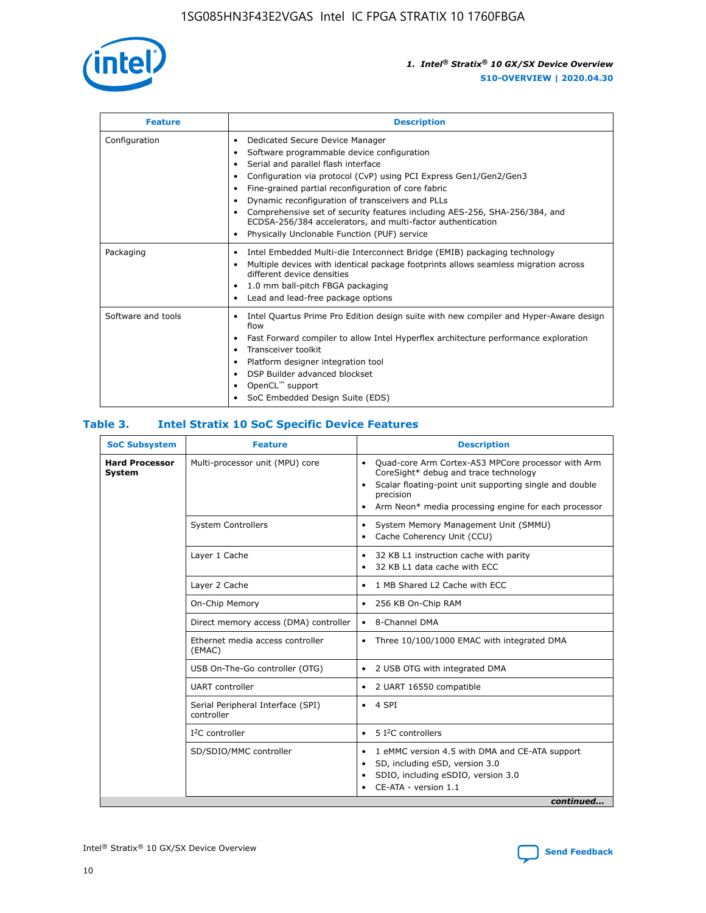| Feature | Description |
| --- | --- |
| Configuration | • Dedicated Secure Device Manager<br>• Software programmable device configuration<br>• Serial and parallel flash interface<br>• Configuration via protocol (CvP) using PCI Express Gen1/Gen2/Gen3<br>• Fine-grained partial reconfiguration of core fabric<br>• Dynamic reconfiguration of transceivers and PLLs<br>• Comprehensive set of security features including AES-256, SHA-256/384, and ECDSA-256/384 accelerators, and multi-factor authentication<br>• Physically Unclonable Function (PUF) service |
| Packaging | • Intel Embedded Multi-die Interconnect Bridge (EMIB) packaging technology<br>• Multiple devices with identical package footprints allows seamless migration across different device densities<br>• 1.0 mm ball-pitch FBGA packaging<br>• Lead and lead-free package options |
| Software and tools | • Intel Quartus Prime Pro Edition design suite with new compiler and Hyper-Aware design flow<br>• Fast Forward compiler to allow Intel Hyperflex architecture performance exploration<br>• Transceiver toolkit<br>• Platform designer integration tool<br>• DSP Builder advanced blockset<br>• OpenCL™ support<br>• SoC Embedded Design Suite (EDS) |

## Table 3. Intel Stratix 10 SoC Specific Device Features

| SoC Subsystem | Feature | Description |
| --- | --- | --- |
| **Hard Processor System** | Multi-processor unit (MPU) core | • Quad-core Arm Cortex-A53 MPCore processor with Arm CoreSight* debug and trace technology<br>• Scalar floating-point unit supporting single and double precision<br>• Arm Neon* media processing engine for each processor |
| | System Controllers | • System Memory Management Unit (SMMU)<br>• Cache Coherency Unit (CCU) |
| | Layer 1 Cache | • 32 KB L1 instruction cache with parity<br>• 32 KB L1 data cache with ECC |
| | Layer 2 Cache | • 1 MB Shared L2 Cache with ECC |
| | On-Chip Memory | • 256 KB On-Chip RAM |
| | Direct memory access (DMA) controller | • 8-Channel DMA |
| | Ethernet media access controller (EMAC) | • Three 10/100/1000 EMAC with integrated DMA |
| | USB On-The-Go controller (OTG) | • 2 USB OTG with integrated DMA |
| | UART controller | • 2 UART 16550 compatible |
| | Serial Peripheral Interface (SPI) controller | • 4 SPI |
| | I²C controller | • 5 I²C controllers |
| | SD/SDIO/MMC controller | • 1 eMMC version 4.5 with DMA and CE-ATA support<br>• SD, including eSD, version 3.0<br>• SDIO, including eSDIO, version 3.0<br>• CE-ATA - version 1.1 |

*continued...*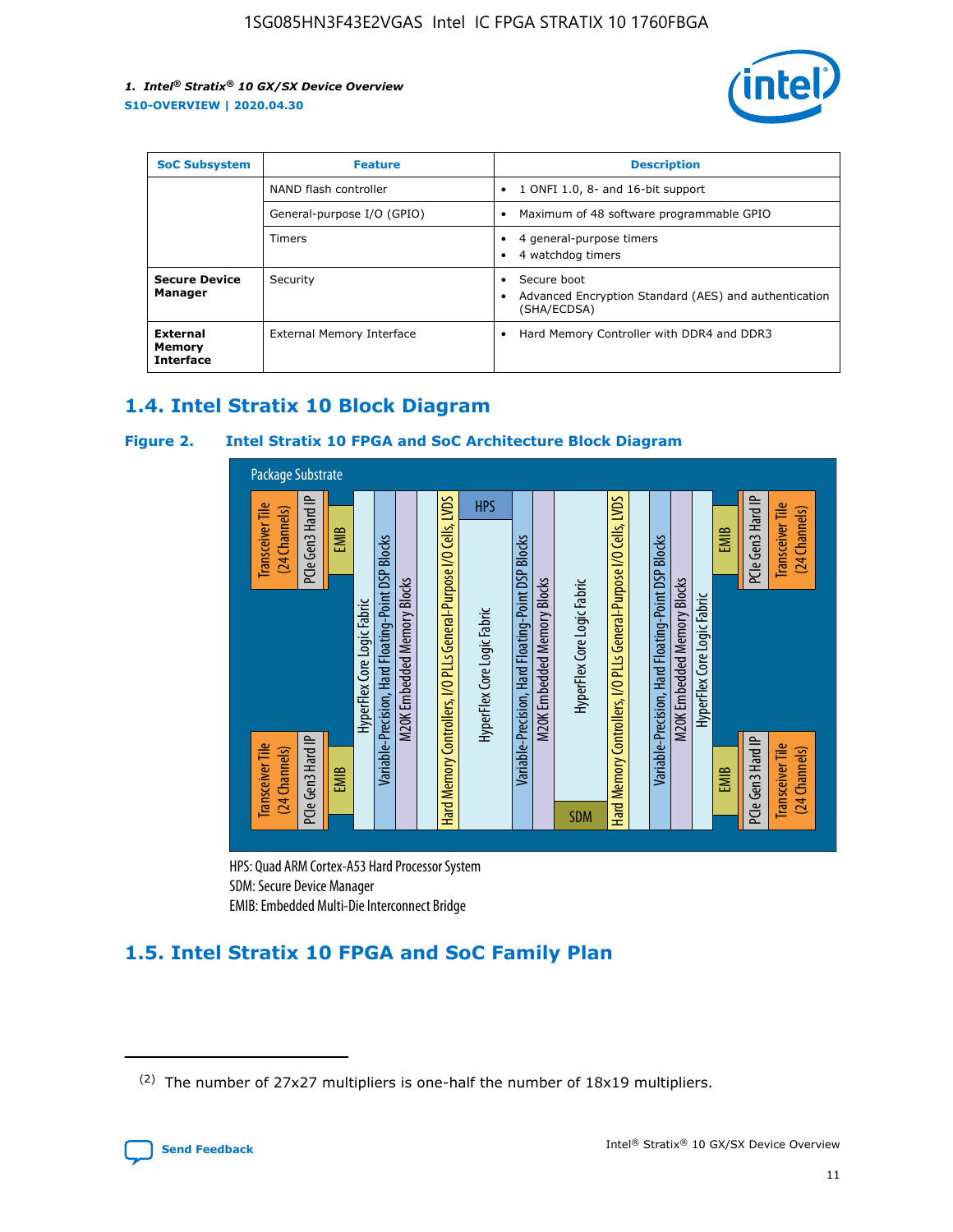| SoC Subsystem | Feature | Description |
| --- | --- | --- |
| | NAND flash controller | • 1 ONFI 1.0, 8- and 16-bit support |
| | General-purpose I/O (GPIO) | • Maximum of 48 software programmable GPIO |
| | Timers | • 4 general-purpose timers<br>• 4 watchdog timers |
| **Secure Device Manager** | Security | • Secure boot<br>• Advanced Encryption Standard (AES) and authentication (SHA/ECDSA) |
| **External Memory Interface** | External Memory Interface | • Hard Memory Controller with DDR4 and DDR3 |

## 1.4. Intel Stratix 10 Block Diagram

**Figure 2. Intel Stratix 10 FPGA and SoC Architecture Block Diagram**

Package Substrate

Transceiver Tile (24 Channels) | PCIe Gen3 Hard IP | EMIB | HyperFlex Core Logic Fabric | Variable-Precision, Hard Floating-Point DSP Blocks | M20K Embedded Memory Blocks | Hard Memory Controllers, I/O PLLs General-Purpose I/O Cells, LVDS | HPS | HyperFlex Core Logic Fabric | Variable-Precision, Hard Floating-Point DSP Blocks | M20K Embedded Memory Blocks | HyperFlex Core Logic Fabric | SDM | Hard Memory Controllers, I/O PLLs General-Purpose I/O Cells, LVDS | Variable-Precision, Hard Floating-Point DSP Blocks | M20K Embedded Memory Blocks | HyperFlex Core Logic Fabric | EMIB | PCIe Gen3 Hard IP | Transceiver Tile (24 Channels)

HPS: Quad ARM Cortex-A53 Hard Processor System
SDM: Secure Device Manager
EMIB: Embedded Multi-Die Interconnect Bridge

## 1.5. Intel Stratix 10 FPGA and SoC Family Plan

(2) The number of 27x27 multipliers is one-half the number of 18x19 multipliers.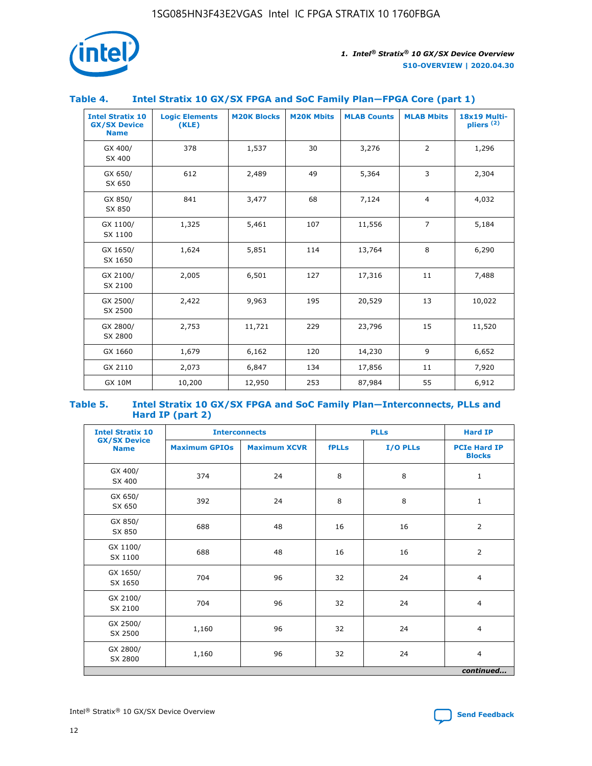## Table 4. Intel Stratix 10 GX/SX FPGA and SoC Family Plan—FPGA Core (part 1)

| Intel Stratix 10 GX/SX Device Name | Logic Elements (KLE) | M20K Blocks | M20K Mbits | MLAB Counts | MLAB Mbits | 18x19 Multi-pliers (2) |
|---|---|---|---|---|---|---|
| GX 400/ SX 400 | 378 | 1,537 | 30 | 3,276 | 2 | 1,296 |
| GX 650/ SX 650 | 612 | 2,489 | 49 | 5,364 | 3 | 2,304 |
| GX 850/ SX 850 | 841 | 3,477 | 68 | 7,124 | 4 | 4,032 |
| GX 1100/ SX 1100 | 1,325 | 5,461 | 107 | 11,556 | 7 | 5,184 |
| GX 1650/ SX 1650 | 1,624 | 5,851 | 114 | 13,764 | 8 | 6,290 |
| GX 2100/ SX 2100 | 2,005 | 6,501 | 127 | 17,316 | 11 | 7,488 |
| GX 2500/ SX 2500 | 2,422 | 9,963 | 195 | 20,529 | 13 | 10,022 |
| GX 2800/ SX 2800 | 2,753 | 11,721 | 229 | 23,796 | 15 | 11,520 |
| GX 1660 | 1,679 | 6,162 | 120 | 14,230 | 9 | 6,652 |
| GX 2110 | 2,073 | 6,847 | 134 | 17,856 | 11 | 7,920 |
| GX 10M | 10,200 | 12,950 | 253 | 87,984 | 55 | 6,912 |

## Table 5. Intel Stratix 10 GX/SX FPGA and SoC Family Plan—Interconnects, PLLs and Hard IP (part 2)

| Intel Stratix 10 GX/SX Device Name | Interconnects | | PLLs | | Hard IP |
|---|---|---|---|---|---|
| | Maximum GPIOs | Maximum XCVR | fPLLs | I/O PLLs | PCIe Hard IP Blocks |
| GX 400/ SX 400 | 374 | 24 | 8 | 8 | 1 |
| GX 650/ SX 650 | 392 | 24 | 8 | 8 | 1 |
| GX 850/ SX 850 | 688 | 48 | 16 | 16 | 2 |
| GX 1100/ SX 1100 | 688 | 48 | 16 | 16 | 2 |
| GX 1650/ SX 1650 | 704 | 96 | 32 | 24 | 4 |
| GX 2100/ SX 2100 | 704 | 96 | 32 | 24 | 4 |
| GX 2500/ SX 2500 | 1,160 | 96 | 32 | 24 | 4 |
| GX 2800/ SX 2800 | 1,160 | 96 | 32 | 24 | 4 |

*continued...*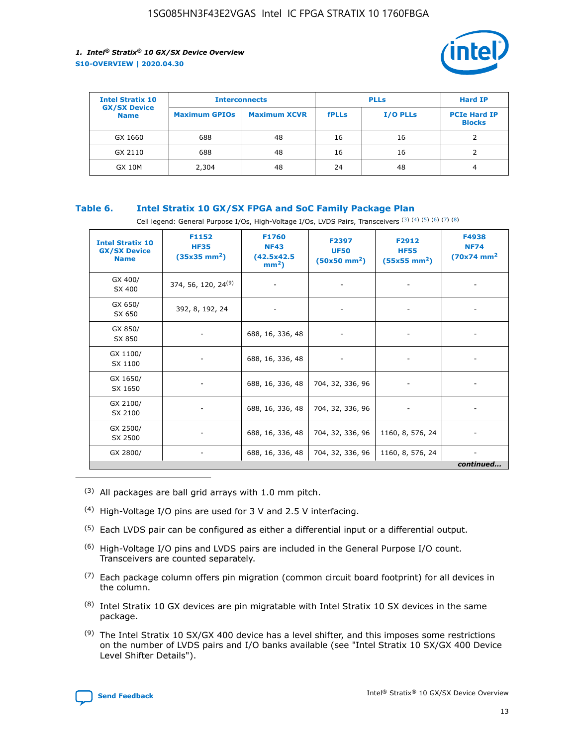| Intel Stratix 10 GX/SX Device Name | Interconnects | | PLLs | | Hard IP |
|---|---|---|---|---|---|
| | Maximum GPIOs | Maximum XCVR | fPLLs | I/O PLLs | PCIe Hard IP Blocks |
| GX 1660 | 688 | 48 | 16 | 16 | 2 |
| GX 2110 | 688 | 48 | 16 | 16 | 2 |
| GX 10M | 2,304 | 48 | 24 | 48 | 4 |

### Table 6. Intel Stratix 10 GX/SX FPGA and SoC Family Package Plan

Cell legend: General Purpose I/Os, High-Voltage I/Os, LVDS Pairs, Transceivers (3) (4) (5) (6) (7) (8)

| Intel Stratix 10 GX/SX Device Name | F1152 HF35 (35x35 mm$^2$) | F1760 NF43 (42.5x42.5 mm$^2$) | F2397 UF50 (50x50 mm$^2$) | F2912 HF55 (55x55 mm$^2$) | F4938 NF74 (70x74 mm$^2$ |
|---|---|---|---|---|---|
| GX 400/ SX 400 | 374, 56, 120, 24[9] | - | - | - | - |
| GX 650/ SX 650 | 392, 8, 192, 24 | - | - | - | - |
| GX 850/ SX 850 | - | 688, 16, 336, 48 | - | - | - |
| GX 1100/ SX 1100 | - | 688, 16, 336, 48 | - | - | - |
| GX 1650/ SX 1650 | - | 688, 16, 336, 48 | 704, 32, 336, 96 | - | - |
| GX 2100/ SX 2100 | - | 688, 16, 336, 48 | 704, 32, 336, 96 | - | - |
| GX 2500/ SX 2500 | - | 688, 16, 336, 48 | 704, 32, 336, 96 | 1160, 8, 576, 24 | - |
| GX 2800/ | - | 688, 16, 336, 48 | 704, 32, 336, 96 | 1160, 8, 576, 24 | - |

*continued...*

(3) All packages are ball grid arrays with 1.0 mm pitch.

(4) High-Voltage I/O pins are used for 3 V and 2.5 V interfacing.

(5) Each LVDS pair can be configured as either a differential input or a differential output.

(6) High-Voltage I/O pins and LVDS pairs are included in the General Purpose I/O count. Transceivers are counted separately.

(7) Each package column offers pin migration (common circuit board footprint) for all devices in the column.

(8) Intel Stratix 10 GX devices are pin migratable with Intel Stratix 10 SX devices in the same package.

(9) The Intel Stratix 10 SX/GX 400 device has a level shifter, and this imposes some restrictions on the number of LVDS pairs and I/O banks available (see "Intel Stratix 10 SX/GX 400 Device Level Shifter Details").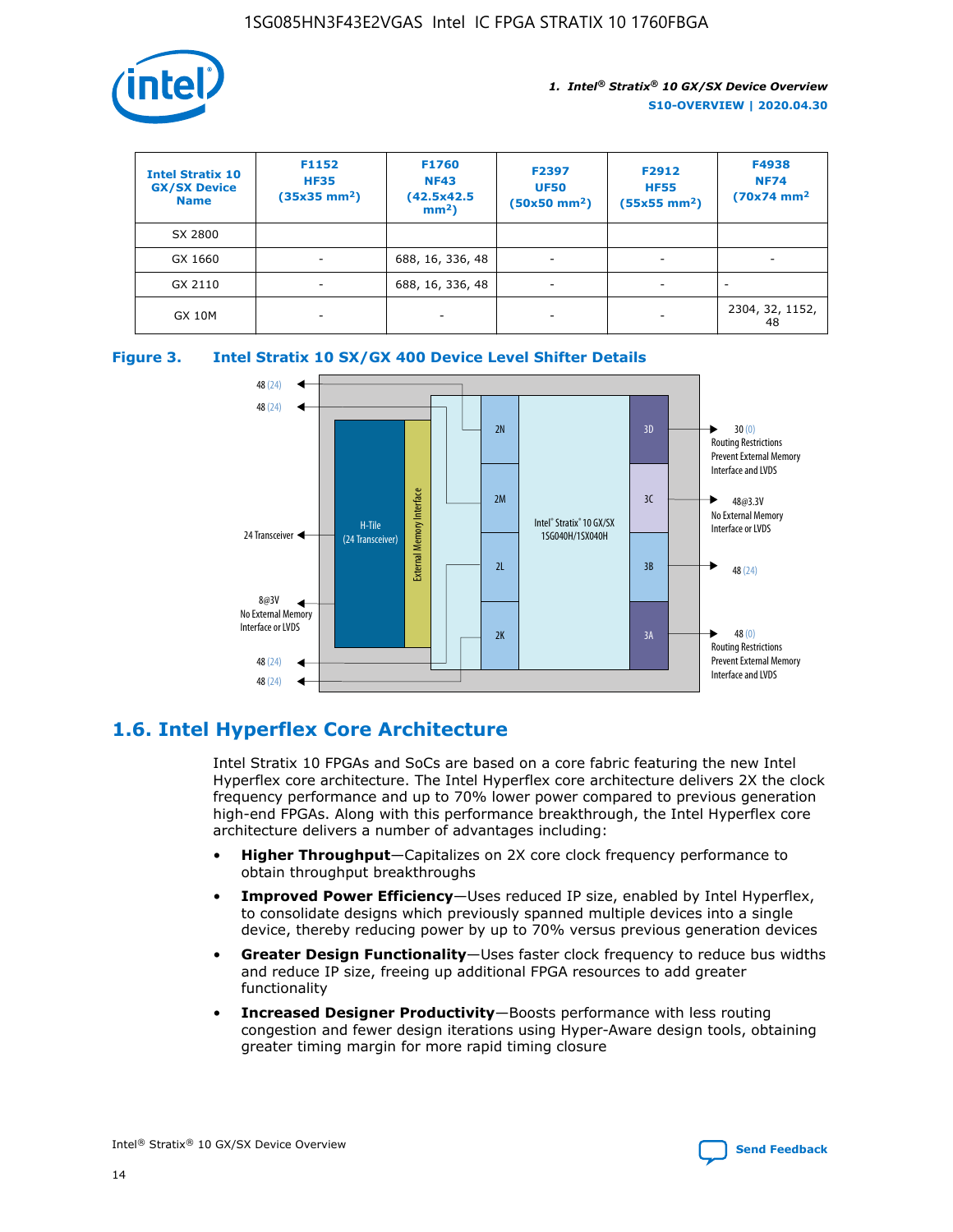| Intel Stratix 10 GX/SX Device Name | F1152 HF35 (35x35 mm²) | F1760 NF43 (42.5x42.5 mm²) | F2397 UF50 (50x50 mm²) | F2912 HF55 (55x55 mm²) | F4938 NF74 (70x74 mm² |
|---|---|---|---|---|---|
| SX 2800 | | | | | |
| GX 1660 | - | 688, 16, 336, 48 | - | - | - |
| GX 2110 | - | 688, 16, 336, 48 | - | - | - |
| GX 10M | - | - | - | - | 2304, 32, 1152, 48 |

**Figure 3. Intel Stratix 10 SX/GX 400 Device Level Shifter Details**

## 1.6. Intel Hyperflex Core Architecture

Intel Stratix 10 FPGAs and SoCs are based on a core fabric featuring the new Intel Hyperflex core architecture. The Intel Hyperflex core architecture delivers 2X the clock frequency performance and up to 70% lower power compared to previous generation high-end FPGAs. Along with this performance breakthrough, the Intel Hyperflex core architecture delivers a number of advantages including:

- **Higher Throughput**—Capitalizes on 2X core clock frequency performance to obtain throughput breakthroughs
- **Improved Power Efficiency**—Uses reduced IP size, enabled by Intel Hyperflex, to consolidate designs which previously spanned multiple devices into a single device, thereby reducing power by up to 70% versus previous generation devices
- **Greater Design Functionality**—Uses faster clock frequency to reduce bus widths and reduce IP size, freeing up additional FPGA resources to add greater functionality
- **Increased Designer Productivity**—Boosts performance with less routing congestion and fewer design iterations using Hyper-Aware design tools, obtaining greater timing margin for more rapid timing closure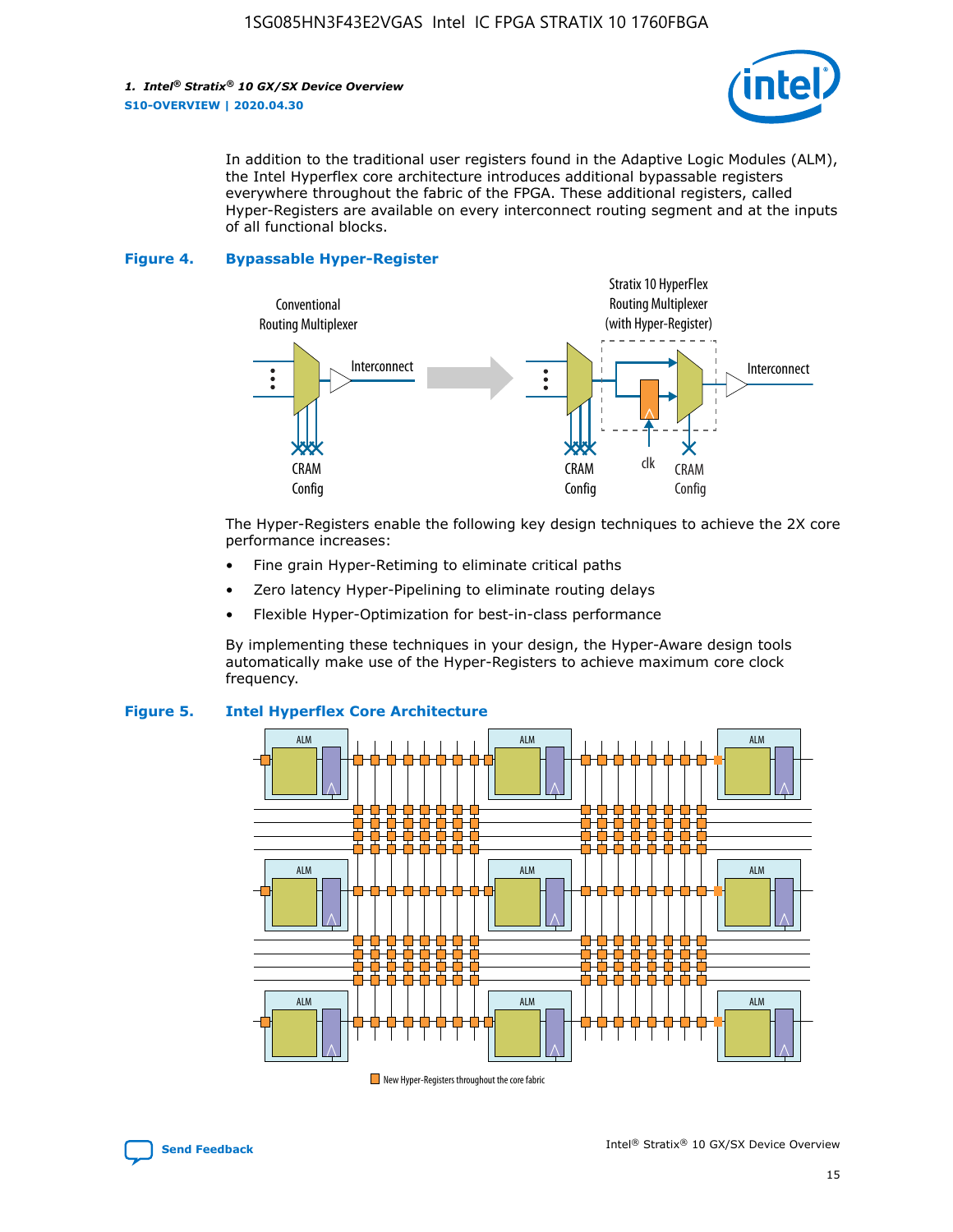In addition to the traditional user registers found in the Adaptive Logic Modules (ALM), the Intel Hyperflex core architecture introduces additional bypassable registers everywhere throughout the fabric of the FPGA. These additional registers, called Hyper-Registers are available on every interconnect routing segment and at the inputs of all functional blocks.

**Figure 4. Bypassable Hyper-Register**

The Hyper-Registers enable the following key design techniques to achieve the 2X core performance increases:

- Fine grain Hyper-Retiming to eliminate critical paths
- Zero latency Hyper-Pipelining to eliminate routing delays
- Flexible Hyper-Optimization for best-in-class performance

By implementing these techniques in your design, the Hyper-Aware design tools automatically make use of the Hyper-Registers to achieve maximum core clock frequency.

**Figure 5. Intel Hyperflex Core Architecture**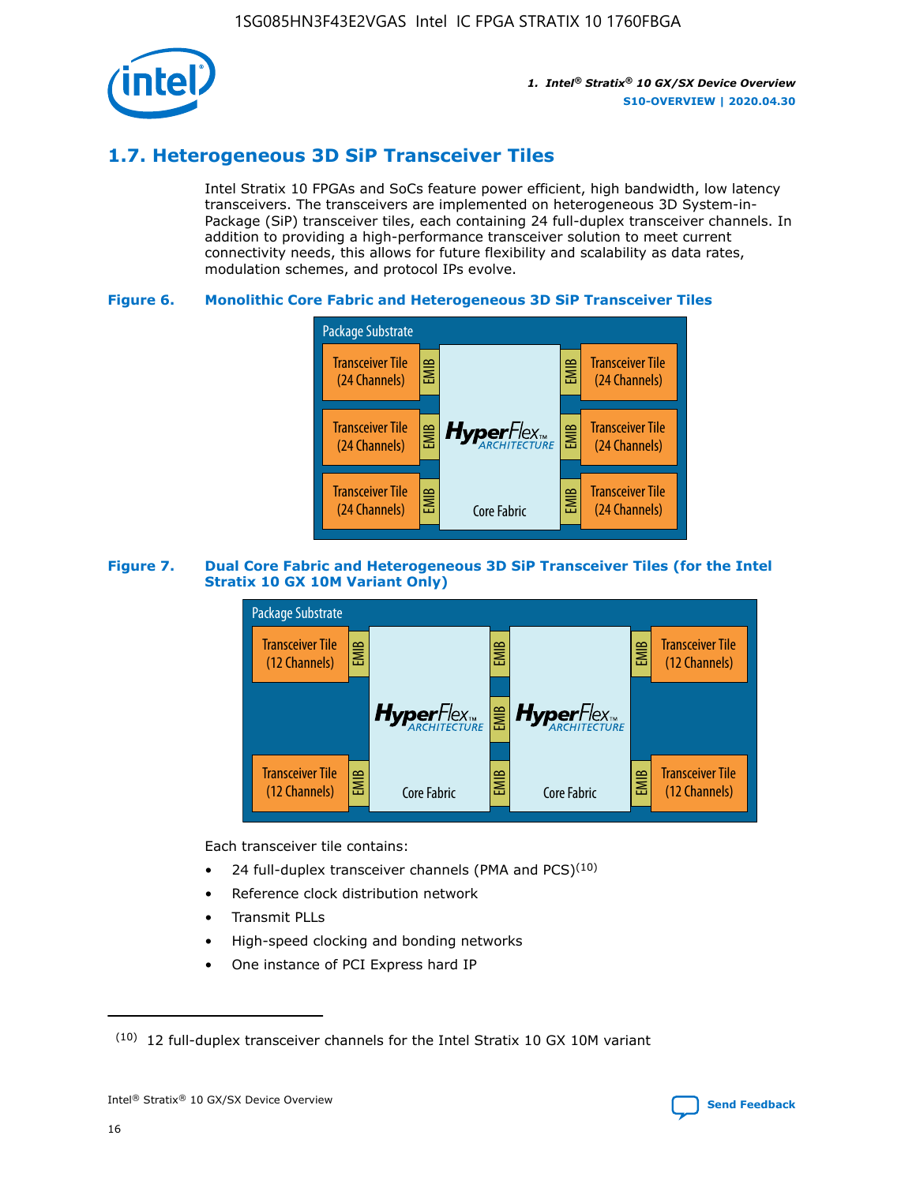## 1.7. Heterogeneous 3D SiP Transceiver Tiles

Intel Stratix 10 FPGAs and SoCs feature power efficient, high bandwidth, low latency transceivers. The transceivers are implemented on heterogeneous 3D System-in-Package (SiP) transceiver tiles, each containing 24 full-duplex transceiver channels. In addition to providing a high-performance transceiver solution to meet current connectivity needs, this allows for future flexibility and scalability as data rates, modulation schemes, and protocol IPs evolve.

**Figure 6. Monolithic Core Fabric and Heterogeneous 3D SiP Transceiver Tiles**

Package Substrate

Transceiver Tile (24 Channels) | EMIB | HyperFlex ARCHITECTURE Core Fabric | EMIB | Transceiver Tile (24 Channels)

Transceiver Tile (24 Channels) | EMIB | | EMIB | Transceiver Tile (24 Channels)

Transceiver Tile (24 Channels) | EMIB | | EMIB | Transceiver Tile (24 Channels)

**Figure 7. Dual Core Fabric and Heterogeneous 3D SiP Transceiver Tiles (for the Intel Stratix 10 GX 10M Variant Only)**

Package Substrate

Transceiver Tile (12 Channels) | EMIB | HyperFlex ARCHITECTURE Core Fabric | EMIB | HyperFlex ARCHITECTURE Core Fabric | EMIB | Transceiver Tile (12 Channels)

Transceiver Tile (12 Channels) | EMIB | | EMIB | | EMIB | Transceiver Tile (12 Channels)

Each transceiver tile contains:

- 24 full-duplex transceiver channels (PMA and PCS)[10]
- Reference clock distribution network
- Transmit PLLs
- High-speed clocking and bonding networks
- One instance of PCI Express hard IP

(10) 12 full-duplex transceiver channels for the Intel Stratix 10 GX 10M variant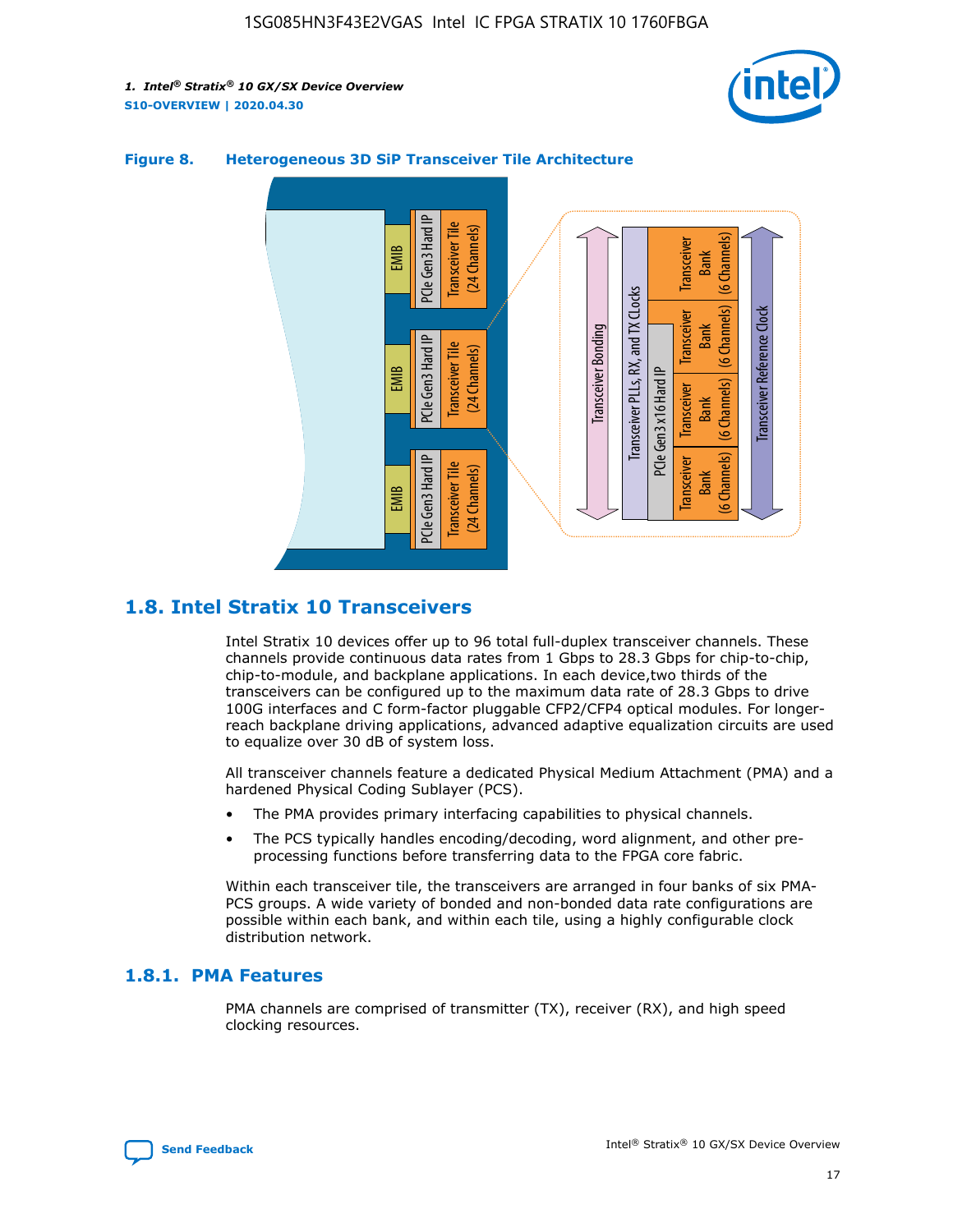**Figure 8. Heterogeneous 3D SiP Transceiver Tile Architecture**

## 1.8. Intel Stratix 10 Transceivers

Intel Stratix 10 devices offer up to 96 total full-duplex transceiver channels. These channels provide continuous data rates from 1 Gbps to 28.3 Gbps for chip-to-chip, chip-to-module, and backplane applications. In each device,two thirds of the transceivers can be configured up to the maximum data rate of 28.3 Gbps to drive 100G interfaces and C form-factor pluggable CFP2/CFP4 optical modules. For longer-reach backplane driving applications, advanced adaptive equalization circuits are used to equalize over 30 dB of system loss.

All transceiver channels feature a dedicated Physical Medium Attachment (PMA) and a hardened Physical Coding Sublayer (PCS).

- The PMA provides primary interfacing capabilities to physical channels.
- The PCS typically handles encoding/decoding, word alignment, and other pre-processing functions before transferring data to the FPGA core fabric.

Within each transceiver tile, the transceivers are arranged in four banks of six PMA-PCS groups. A wide variety of bonded and non-bonded data rate configurations are possible within each bank, and within each tile, using a highly configurable clock distribution network.

### 1.8.1. PMA Features

PMA channels are comprised of transmitter (TX), receiver (RX), and high speed clocking resources.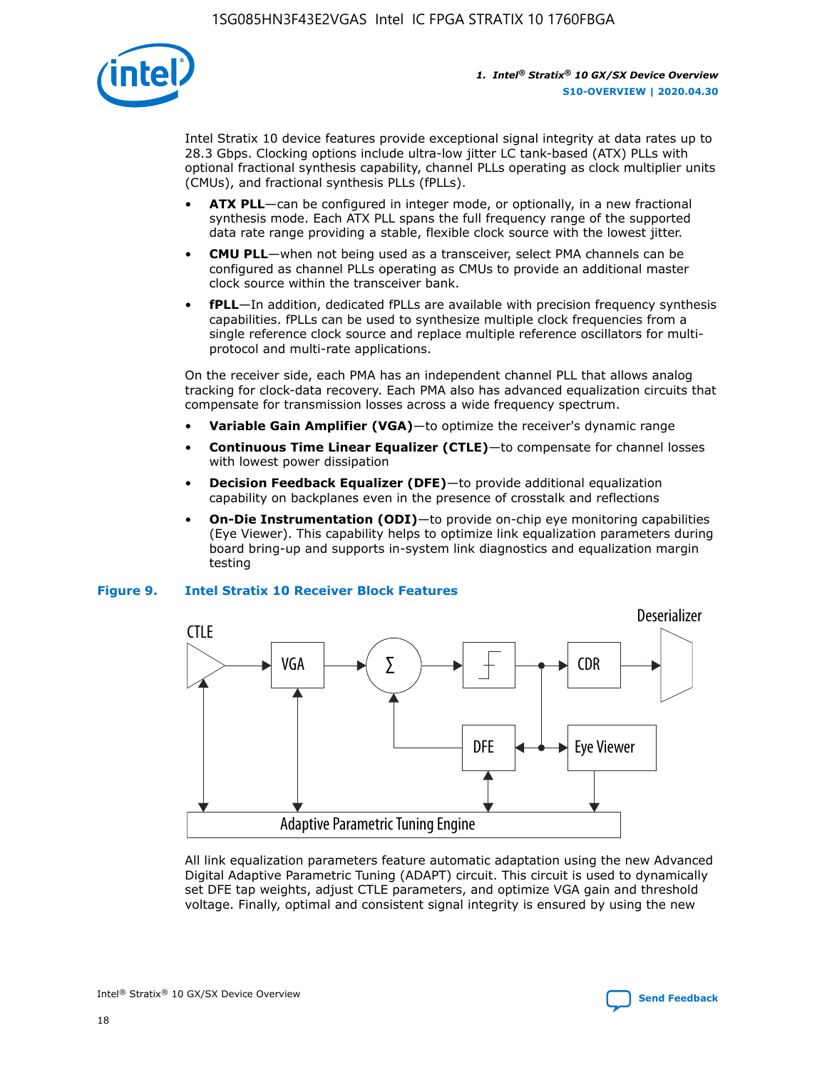Intel Stratix 10 device features provide exceptional signal integrity at data rates up to 28.3 Gbps. Clocking options include ultra-low jitter LC tank-based (ATX) PLLs with optional fractional synthesis capability, channel PLLs operating as clock multiplier units (CMUs), and fractional synthesis PLLs (fPLLs).

- **ATX PLL**—can be configured in integer mode, or optionally, in a new fractional synthesis mode. Each ATX PLL spans the full frequency range of the supported data rate range providing a stable, flexible clock source with the lowest jitter.
- **CMU PLL**—when not being used as a transceiver, select PMA channels can be configured as channel PLLs operating as CMUs to provide an additional master clock source within the transceiver bank.
- **fPLL**—In addition, dedicated fPLLs are available with precision frequency synthesis capabilities. fPLLs can be used to synthesize multiple clock frequencies from a single reference clock source and replace multiple reference oscillators for multi-protocol and multi-rate applications.

On the receiver side, each PMA has an independent channel PLL that allows analog tracking for clock-data recovery. Each PMA also has advanced equalization circuits that compensate for transmission losses across a wide frequency spectrum.

- **Variable Gain Amplifier (VGA)**—to optimize the receiver's dynamic range
- **Continuous Time Linear Equalizer (CTLE)**—to compensate for channel losses with lowest power dissipation
- **Decision Feedback Equalizer (DFE)**—to provide additional equalization capability on backplanes even in the presence of crosstalk and reflections
- **On-Die Instrumentation (ODI)**—to provide on-chip eye monitoring capabilities (Eye Viewer). This capability helps to optimize link equalization parameters during board bring-up and supports in-system link diagnostics and equalization margin testing

**Figure 9. Intel Stratix 10 Receiver Block Features**

All link equalization parameters feature automatic adaptation using the new Advanced Digital Adaptive Parametric Tuning (ADAPT) circuit. This circuit is used to dynamically set DFE tap weights, adjust CTLE parameters, and optimize VGA gain and threshold voltage. Finally, optimal and consistent signal integrity is ensured by using the new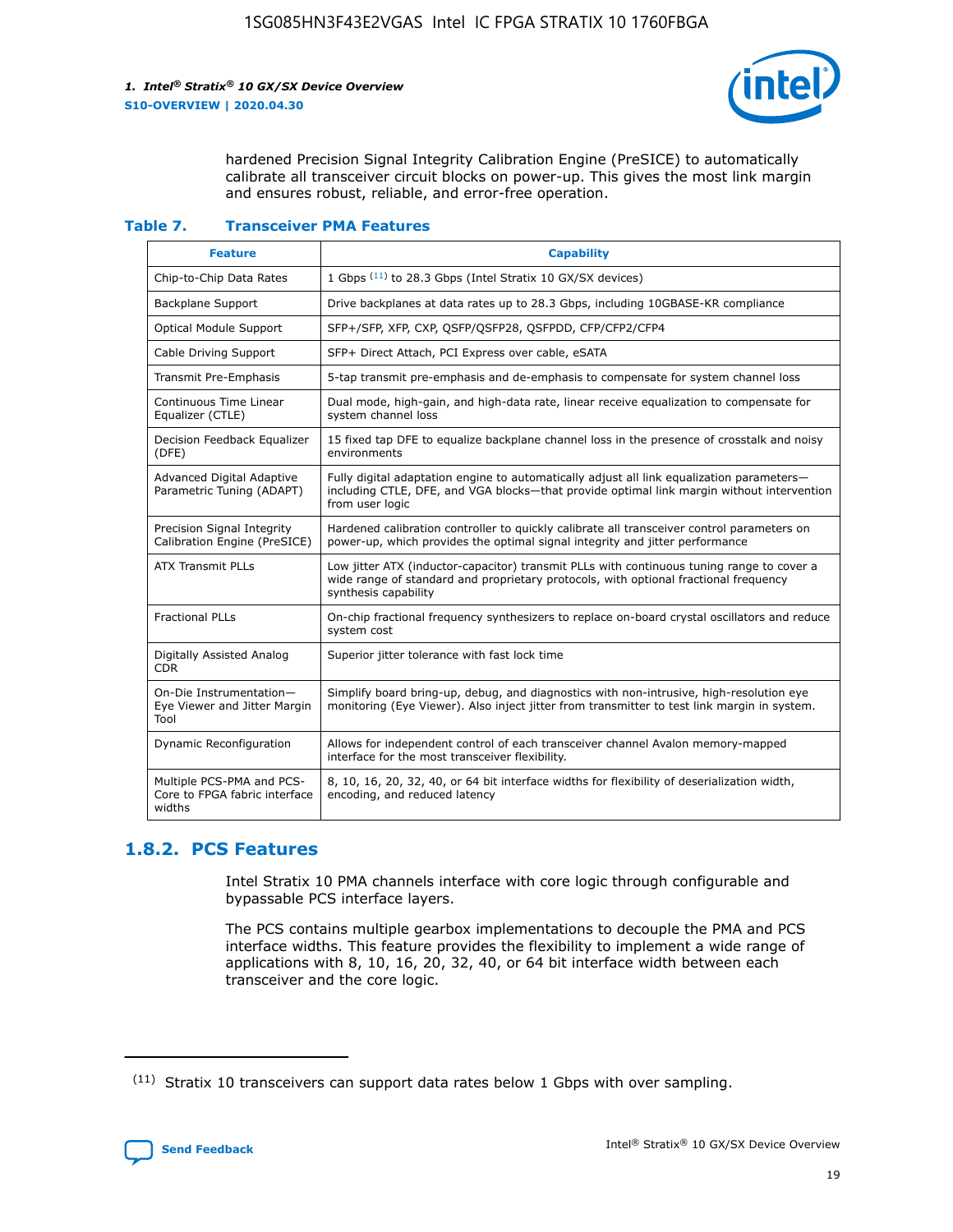hardened Precision Signal Integrity Calibration Engine (PreSICE) to automatically calibrate all transceiver circuit blocks on power-up. This gives the most link margin and ensures robust, reliable, and error-free operation.

**Table 7. Transceiver PMA Features**

| Feature | Capability |
| --- | --- |
| Chip-to-Chip Data Rates | 1 Gbps [11] to 28.3 Gbps (Intel Stratix 10 GX/SX devices) |
| Backplane Support | Drive backplanes at data rates up to 28.3 Gbps, including 10GBASE-KR compliance |
| Optical Module Support | SFP+/SFP, XFP, CXP, QSFP/QSFP28, QSFPDD, CFP/CFP2/CFP4 |
| Cable Driving Support | SFP+ Direct Attach, PCI Express over cable, eSATA |
| Transmit Pre-Emphasis | 5-tap transmit pre-emphasis and de-emphasis to compensate for system channel loss |
| Continuous Time Linear Equalizer (CTLE) | Dual mode, high-gain, and high-data rate, linear receive equalization to compensate for system channel loss |
| Decision Feedback Equalizer (DFE) | 15 fixed tap DFE to equalize backplane channel loss in the presence of crosstalk and noisy environments |
| Advanced Digital Adaptive Parametric Tuning (ADAPT) | Fully digital adaptation engine to automatically adjust all link equalization parameters—including CTLE, DFE, and VGA blocks—that provide optimal link margin without intervention from user logic |
| Precision Signal Integrity Calibration Engine (PreSICE) | Hardened calibration controller to quickly calibrate all transceiver control parameters on power-up, which provides the optimal signal integrity and jitter performance |
| ATX Transmit PLLs | Low jitter ATX (inductor-capacitor) transmit PLLs with continuous tuning range to cover a wide range of standard and proprietary protocols, with optional fractional frequency synthesis capability |
| Fractional PLLs | On-chip fractional frequency synthesizers to replace on-board crystal oscillators and reduce system cost |
| Digitally Assisted Analog CDR | Superior jitter tolerance with fast lock time |
| On-Die Instrumentation—Eye Viewer and Jitter Margin Tool | Simplify board bring-up, debug, and diagnostics with non-intrusive, high-resolution eye monitoring (Eye Viewer). Also inject jitter from transmitter to test link margin in system. |
| Dynamic Reconfiguration | Allows for independent control of each transceiver channel Avalon memory-mapped interface for the most transceiver flexibility. |
| Multiple PCS-PMA and PCS-Core to FPGA fabric interface widths | 8, 10, 16, 20, 32, 40, or 64 bit interface widths for flexibility of deserialization width, encoding, and reduced latency |

## 1.8.2. PCS Features

Intel Stratix 10 PMA channels interface with core logic through configurable and bypassable PCS interface layers.

The PCS contains multiple gearbox implementations to decouple the PMA and PCS interface widths. This feature provides the flexibility to implement a wide range of applications with 8, 10, 16, 20, 32, 40, or 64 bit interface width between each transceiver and the core logic.

[11] Stratix 10 transceivers can support data rates below 1 Gbps with over sampling.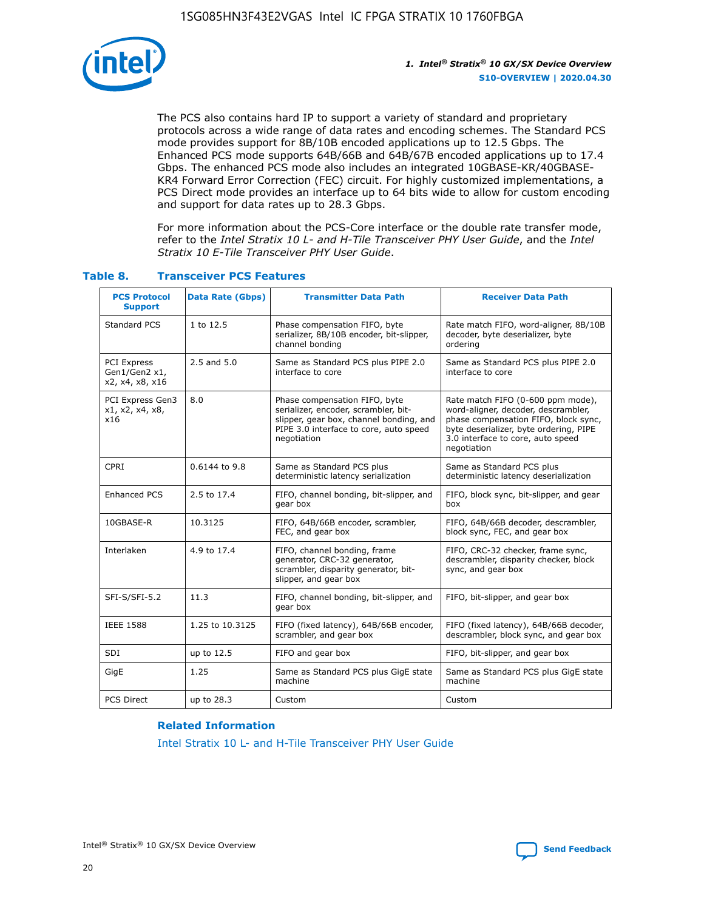The PCS also contains hard IP to support a variety of standard and proprietary protocols across a wide range of data rates and encoding schemes. The Standard PCS mode provides support for 8B/10B encoded applications up to 12.5 Gbps. The Enhanced PCS mode supports 64B/66B and 64B/67B encoded applications up to 17.4 Gbps. The enhanced PCS mode also includes an integrated 10GBASE-KR/40GBASE-KR4 Forward Error Correction (FEC) circuit. For highly customized implementations, a PCS Direct mode provides an interface up to 64 bits wide to allow for custom encoding and support for data rates up to 28.3 Gbps.

For more information about the PCS-Core interface or the double rate transfer mode, refer to the *Intel Stratix 10 L- and H-Tile Transceiver PHY User Guide*, and the *Intel Stratix 10 E-Tile Transceiver PHY User Guide*.

### Table 8. Transceiver PCS Features

| PCS Protocol Support | Data Rate (Gbps) | Transmitter Data Path | Receiver Data Path |
|---|---|---|---|
| Standard PCS | 1 to 12.5 | Phase compensation FIFO, byte serializer, 8B/10B encoder, bit-slipper, channel bonding | Rate match FIFO, word-aligner, 8B/10B decoder, byte deserializer, byte ordering |
| PCI Express Gen1/Gen2 x1, x2, x4, x8, x16 | 2.5 and 5.0 | Same as Standard PCS plus PIPE 2.0 interface to core | Same as Standard PCS plus PIPE 2.0 interface to core |
| PCI Express Gen3 x1, x2, x4, x8, x16 | 8.0 | Phase compensation FIFO, byte serializer, encoder, scrambler, bit-slipper, gear box, channel bonding, and PIPE 3.0 interface to core, auto speed negotiation | Rate match FIFO (0-600 ppm mode), word-aligner, decoder, descrambler, phase compensation FIFO, block sync, byte deserializer, byte ordering, PIPE 3.0 interface to core, auto speed negotiation |
| CPRI | 0.6144 to 9.8 | Same as Standard PCS plus deterministic latency serialization | Same as Standard PCS plus deterministic latency deserialization |
| Enhanced PCS | 2.5 to 17.4 | FIFO, channel bonding, bit-slipper, and gear box | FIFO, block sync, bit-slipper, and gear box |
| 10GBASE-R | 10.3125 | FIFO, 64B/66B encoder, scrambler, FEC, and gear box | FIFO, 64B/66B decoder, descrambler, block sync, FEC, and gear box |
| Interlaken | 4.9 to 17.4 | FIFO, channel bonding, frame generator, CRC-32 generator, scrambler, disparity generator, bit-slipper, and gear box | FIFO, CRC-32 checker, frame sync, descrambler, disparity checker, block sync, and gear box |
| SFI-S/SFI-5.2 | 11.3 | FIFO, channel bonding, bit-slipper, and gear box | FIFO, bit-slipper, and gear box |
| IEEE 1588 | 1.25 to 10.3125 | FIFO (fixed latency), 64B/66B encoder, scrambler, and gear box | FIFO (fixed latency), 64B/66B decoder, descrambler, block sync, and gear box |
| SDI | up to 12.5 | FIFO and gear box | FIFO, bit-slipper, and gear box |
| GigE | 1.25 | Same as Standard PCS plus GigE state machine | Same as Standard PCS plus GigE state machine |
| PCS Direct | up to 28.3 | Custom | Custom |

#### Related Information

Intel Stratix 10 L- and H-Tile Transceiver PHY User Guide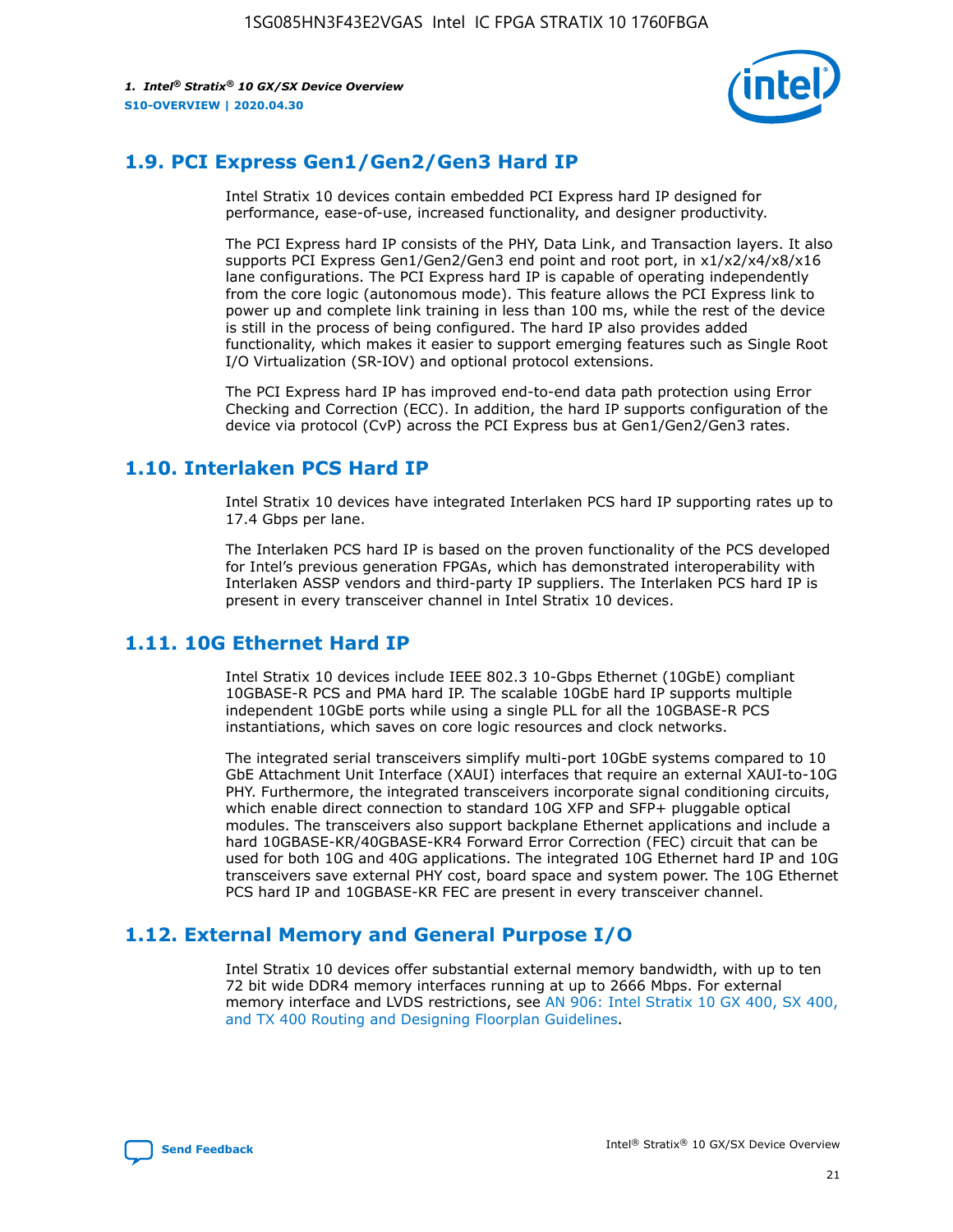## 1.9. PCI Express Gen1/Gen2/Gen3 Hard IP

Intel Stratix 10 devices contain embedded PCI Express hard IP designed for performance, ease-of-use, increased functionality, and designer productivity.

The PCI Express hard IP consists of the PHY, Data Link, and Transaction layers. It also supports PCI Express Gen1/Gen2/Gen3 end point and root port, in x1/x2/x4/x8/x16 lane configurations. The PCI Express hard IP is capable of operating independently from the core logic (autonomous mode). This feature allows the PCI Express link to power up and complete link training in less than 100 ms, while the rest of the device is still in the process of being configured. The hard IP also provides added functionality, which makes it easier to support emerging features such as Single Root I/O Virtualization (SR-IOV) and optional protocol extensions.

The PCI Express hard IP has improved end-to-end data path protection using Error Checking and Correction (ECC). In addition, the hard IP supports configuration of the device via protocol (CvP) across the PCI Express bus at Gen1/Gen2/Gen3 rates.

## 1.10. Interlaken PCS Hard IP

Intel Stratix 10 devices have integrated Interlaken PCS hard IP supporting rates up to 17.4 Gbps per lane.

The Interlaken PCS hard IP is based on the proven functionality of the PCS developed for Intel's previous generation FPGAs, which has demonstrated interoperability with Interlaken ASSP vendors and third-party IP suppliers. The Interlaken PCS hard IP is present in every transceiver channel in Intel Stratix 10 devices.

## 1.11. 10G Ethernet Hard IP

Intel Stratix 10 devices include IEEE 802.3 10-Gbps Ethernet (10GbE) compliant 10GBASE-R PCS and PMA hard IP. The scalable 10GbE hard IP supports multiple independent 10GbE ports while using a single PLL for all the 10GBASE-R PCS instantiations, which saves on core logic resources and clock networks.

The integrated serial transceivers simplify multi-port 10GbE systems compared to 10 GbE Attachment Unit Interface (XAUI) interfaces that require an external XAUI-to-10G PHY. Furthermore, the integrated transceivers incorporate signal conditioning circuits, which enable direct connection to standard 10G XFP and SFP+ pluggable optical modules. The transceivers also support backplane Ethernet applications and include a hard 10GBASE-KR/40GBASE-KR4 Forward Error Correction (FEC) circuit that can be used for both 10G and 40G applications. The integrated 10G Ethernet hard IP and 10G transceivers save external PHY cost, board space and system power. The 10G Ethernet PCS hard IP and 10GBASE-KR FEC are present in every transceiver channel.

## 1.12. External Memory and General Purpose I/O

Intel Stratix 10 devices offer substantial external memory bandwidth, with up to ten 72 bit wide DDR4 memory interfaces running at up to 2666 Mbps. For external memory interface and LVDS restrictions, see AN 906: Intel Stratix 10 GX 400, SX 400, and TX 400 Routing and Designing Floorplan Guidelines.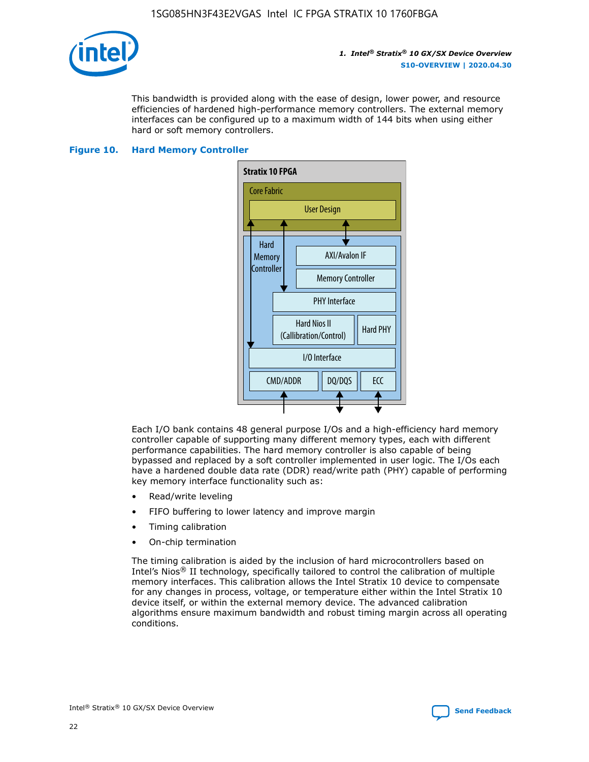This bandwidth is provided along with the ease of design, lower power, and resource efficiencies of hardened high-performance memory controllers. The external memory interfaces can be configured up to a maximum width of 144 bits when using either hard or soft memory controllers.

**Figure 10. Hard Memory Controller**

Each I/O bank contains 48 general purpose I/Os and a high-efficiency hard memory controller capable of supporting many different memory types, each with different performance capabilities. The hard memory controller is also capable of being bypassed and replaced by a soft controller implemented in user logic. The I/Os each have a hardened double data rate (DDR) read/write path (PHY) capable of performing key memory interface functionality such as:

- Read/write leveling
- FIFO buffering to lower latency and improve margin
- Timing calibration
- On-chip termination

The timing calibration is aided by the inclusion of hard microcontrollers based on Intel's Nios® II technology, specifically tailored to control the calibration of multiple memory interfaces. This calibration allows the Intel Stratix 10 device to compensate for any changes in process, voltage, or temperature either within the Intel Stratix 10 device itself, or within the external memory device. The advanced calibration algorithms ensure maximum bandwidth and robust timing margin across all operating conditions.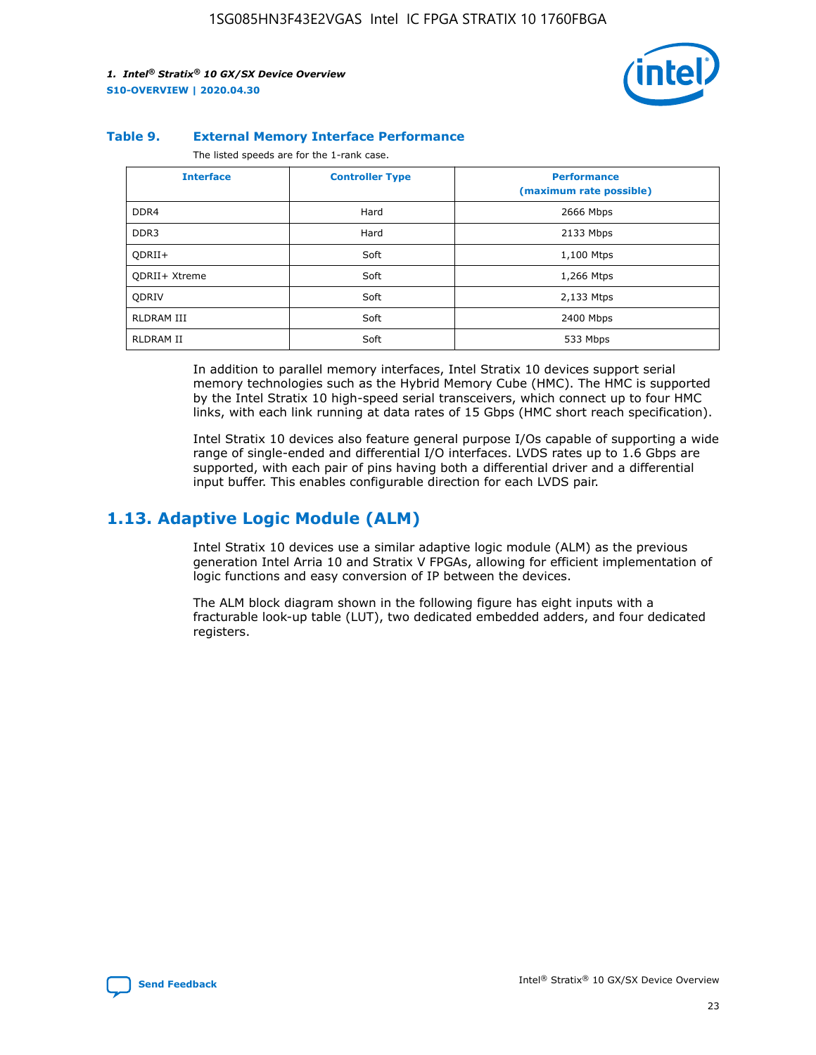**Table 9. External Memory Interface Performance**

The listed speeds are for the 1-rank case.

| Interface | Controller Type | Performance (maximum rate possible) |
|---|---|---|
| DDR4 | Hard | 2666 Mbps |
| DDR3 | Hard | 2133 Mbps |
| QDRII+ | Soft | 1,100 Mtps |
| QDRII+ Xtreme | Soft | 1,266 Mtps |
| QDRIV | Soft | 2,133 Mtps |
| RLDRAM III | Soft | 2400 Mbps |
| RLDRAM II | Soft | 533 Mbps |

In addition to parallel memory interfaces, Intel Stratix 10 devices support serial memory technologies such as the Hybrid Memory Cube (HMC). The HMC is supported by the Intel Stratix 10 high-speed serial transceivers, which connect up to four HMC links, with each link running at data rates of 15 Gbps (HMC short reach specification).

Intel Stratix 10 devices also feature general purpose I/Os capable of supporting a wide range of single-ended and differential I/O interfaces. LVDS rates up to 1.6 Gbps are supported, with each pair of pins having both a differential driver and a differential input buffer. This enables configurable direction for each LVDS pair.

## 1.13. Adaptive Logic Module (ALM)

Intel Stratix 10 devices use a similar adaptive logic module (ALM) as the previous generation Intel Arria 10 and Stratix V FPGAs, allowing for efficient implementation of logic functions and easy conversion of IP between the devices.

The ALM block diagram shown in the following figure has eight inputs with a fracturable look-up table (LUT), two dedicated embedded adders, and four dedicated registers.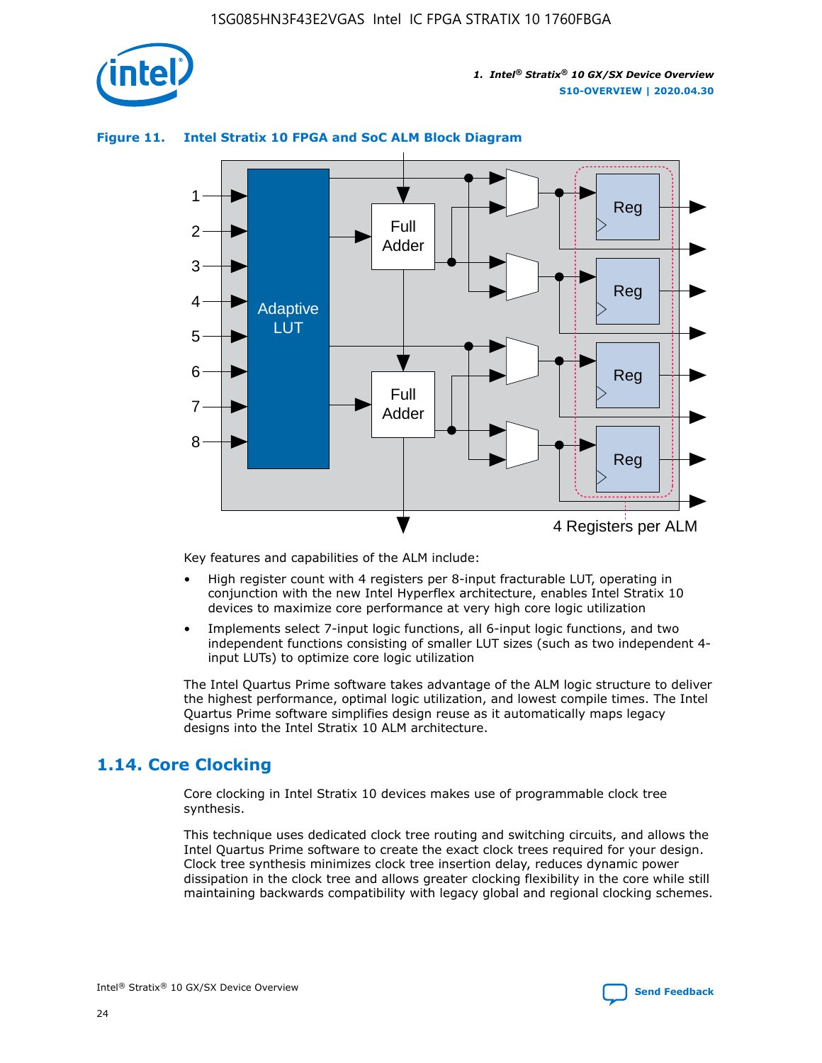**Figure 11. Intel Stratix 10 FPGA and SoC ALM Block Diagram**

Key features and capabilities of the ALM include:

- High register count with 4 registers per 8-input fracturable LUT, operating in conjunction with the new Intel Hyperflex architecture, enables Intel Stratix 10 devices to maximize core performance at very high core logic utilization
- Implements select 7-input logic functions, all 6-input logic functions, and two independent functions consisting of smaller LUT sizes (such as two independent 4-input LUTs) to optimize core logic utilization

The Intel Quartus Prime software takes advantage of the ALM logic structure to deliver the highest performance, optimal logic utilization, and lowest compile times. The Intel Quartus Prime software simplifies design reuse as it automatically maps legacy designs into the Intel Stratix 10 ALM architecture.

## 1.14. Core Clocking

Core clocking in Intel Stratix 10 devices makes use of programmable clock tree synthesis.

This technique uses dedicated clock tree routing and switching circuits, and allows the Intel Quartus Prime software to create the exact clock trees required for your design. Clock tree synthesis minimizes clock tree insertion delay, reduces dynamic power dissipation in the clock tree and allows greater clocking flexibility in the core while still maintaining backwards compatibility with legacy global and regional clocking schemes.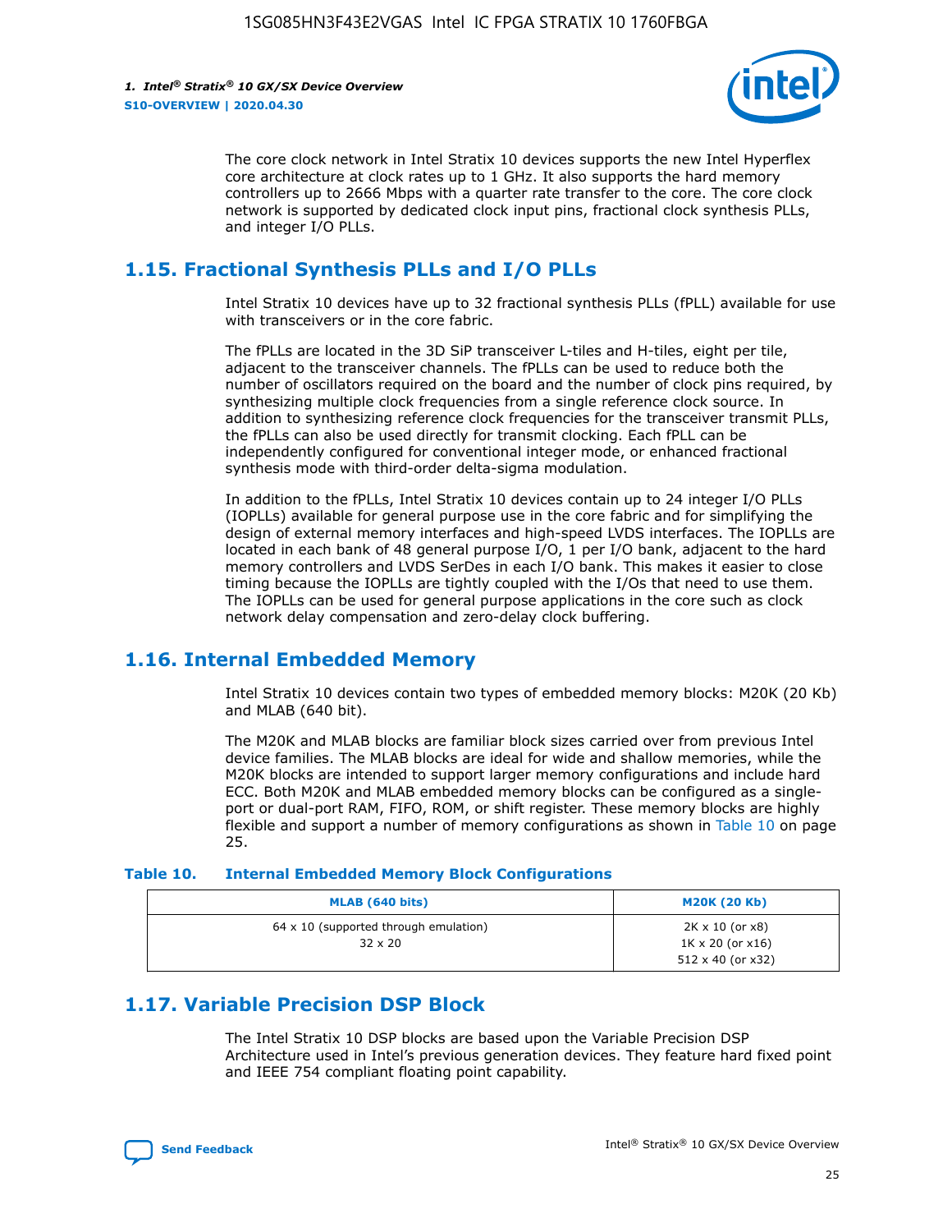The core clock network in Intel Stratix 10 devices supports the new Intel Hyperflex core architecture at clock rates up to 1 GHz. It also supports the hard memory controllers up to 2666 Mbps with a quarter rate transfer to the core. The core clock network is supported by dedicated clock input pins, fractional clock synthesis PLLs, and integer I/O PLLs.

## 1.15. Fractional Synthesis PLLs and I/O PLLs

Intel Stratix 10 devices have up to 32 fractional synthesis PLLs (fPLL) available for use with transceivers or in the core fabric.

The fPLLs are located in the 3D SiP transceiver L-tiles and H-tiles, eight per tile, adjacent to the transceiver channels. The fPLLs can be used to reduce both the number of oscillators required on the board and the number of clock pins required, by synthesizing multiple clock frequencies from a single reference clock source. In addition to synthesizing reference clock frequencies for the transceiver transmit PLLs, the fPLLs can also be used directly for transmit clocking. Each fPLL can be independently configured for conventional integer mode, or enhanced fractional synthesis mode with third-order delta-sigma modulation.

In addition to the fPLLs, Intel Stratix 10 devices contain up to 24 integer I/O PLLs (IOPLLs) available for general purpose use in the core fabric and for simplifying the design of external memory interfaces and high-speed LVDS interfaces. The IOPLLs are located in each bank of 48 general purpose I/O, 1 per I/O bank, adjacent to the hard memory controllers and LVDS SerDes in each I/O bank. This makes it easier to close timing because the IOPLLs are tightly coupled with the I/Os that need to use them. The IOPLLs can be used for general purpose applications in the core such as clock network delay compensation and zero-delay clock buffering.

## 1.16. Internal Embedded Memory

Intel Stratix 10 devices contain two types of embedded memory blocks: M20K (20 Kb) and MLAB (640 bit).

The M20K and MLAB blocks are familiar block sizes carried over from previous Intel device families. The MLAB blocks are ideal for wide and shallow memories, while the M20K blocks are intended to support larger memory configurations and include hard ECC. Both M20K and MLAB embedded memory blocks can be configured as a single-port or dual-port RAM, FIFO, ROM, or shift register. These memory blocks are highly flexible and support a number of memory configurations as shown in Table 10 on page 25.

**Table 10. Internal Embedded Memory Block Configurations**

| MLAB (640 bits) | M20K (20 Kb) |
|---|---|
| 64 x 10 (supported through emulation)<br>32 x 20 | 2K x 10 (or x8)<br>1K x 20 (or x16)<br>512 x 40 (or x32) |

## 1.17. Variable Precision DSP Block

The Intel Stratix 10 DSP blocks are based upon the Variable Precision DSP Architecture used in Intel's previous generation devices. They feature hard fixed point and IEEE 754 compliant floating point capability.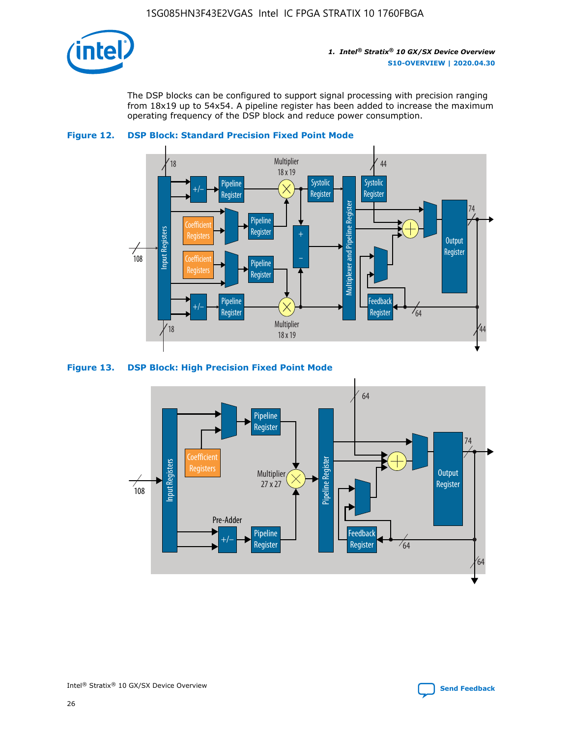The DSP blocks can be configured to support signal processing with precision ranging from 18x19 up to 54x54. A pipeline register has been added to increase the maximum operating frequency of the DSP block and reduce power consumption.

**Figure 12. DSP Block: Standard Precision Fixed Point Mode**

**Figure 13. DSP Block: High Precision Fixed Point Mode**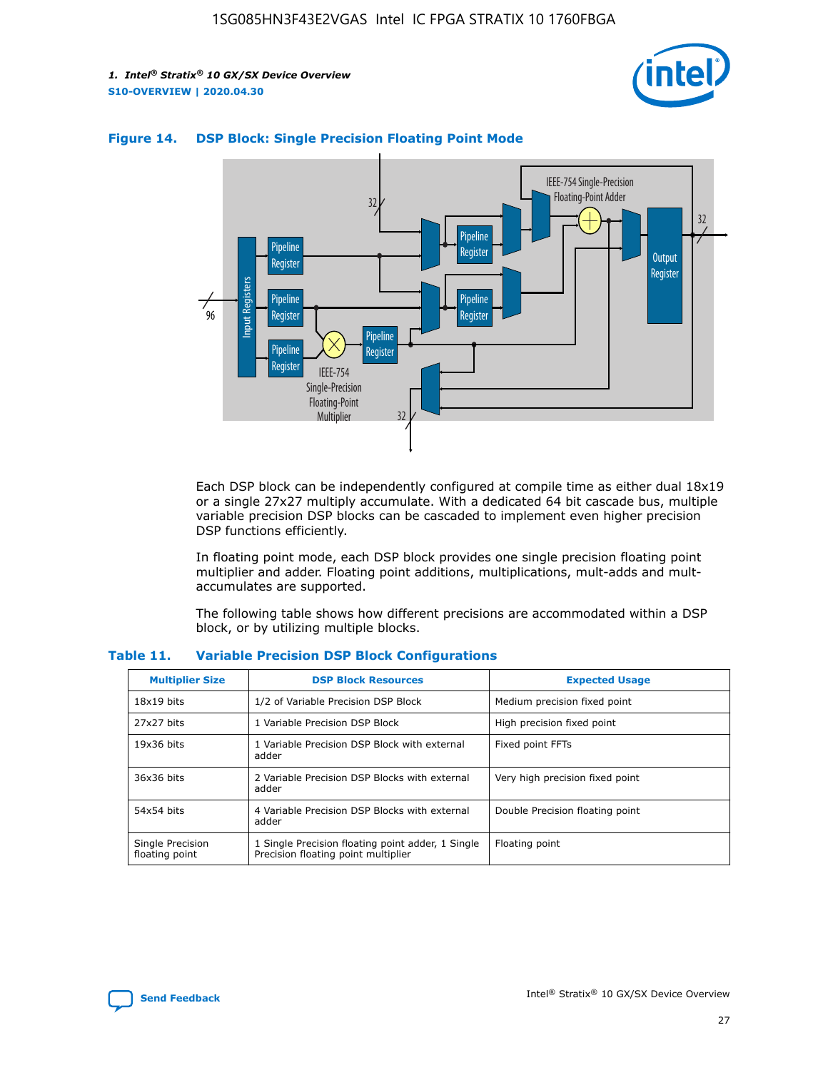**Figure 14. DSP Block: Single Precision Floating Point Mode**

Each DSP block can be independently configured at compile time as either dual 18x19 or a single 27x27 multiply accumulate. With a dedicated 64 bit cascade bus, multiple variable precision DSP blocks can be cascaded to implement even higher precision DSP functions efficiently.

In floating point mode, each DSP block provides one single precision floating point multiplier and adder. Floating point additions, multiplications, mult-adds and mult-accumulates are supported.

The following table shows how different precisions are accommodated within a DSP block, or by utilizing multiple blocks.

**Table 11. Variable Precision DSP Block Configurations**

| Multiplier Size | DSP Block Resources | Expected Usage |
| --- | --- | --- |
| 18x19 bits | 1/2 of Variable Precision DSP Block | Medium precision fixed point |
| 27x27 bits | 1 Variable Precision DSP Block | High precision fixed point |
| 19x36 bits | 1 Variable Precision DSP Block with external adder | Fixed point FFTs |
| 36x36 bits | 2 Variable Precision DSP Blocks with external adder | Very high precision fixed point |
| 54x54 bits | 4 Variable Precision DSP Blocks with external adder | Double Precision floating point |
| Single Precision floating point | 1 Single Precision floating point adder, 1 Single Precision floating point multiplier | Floating point |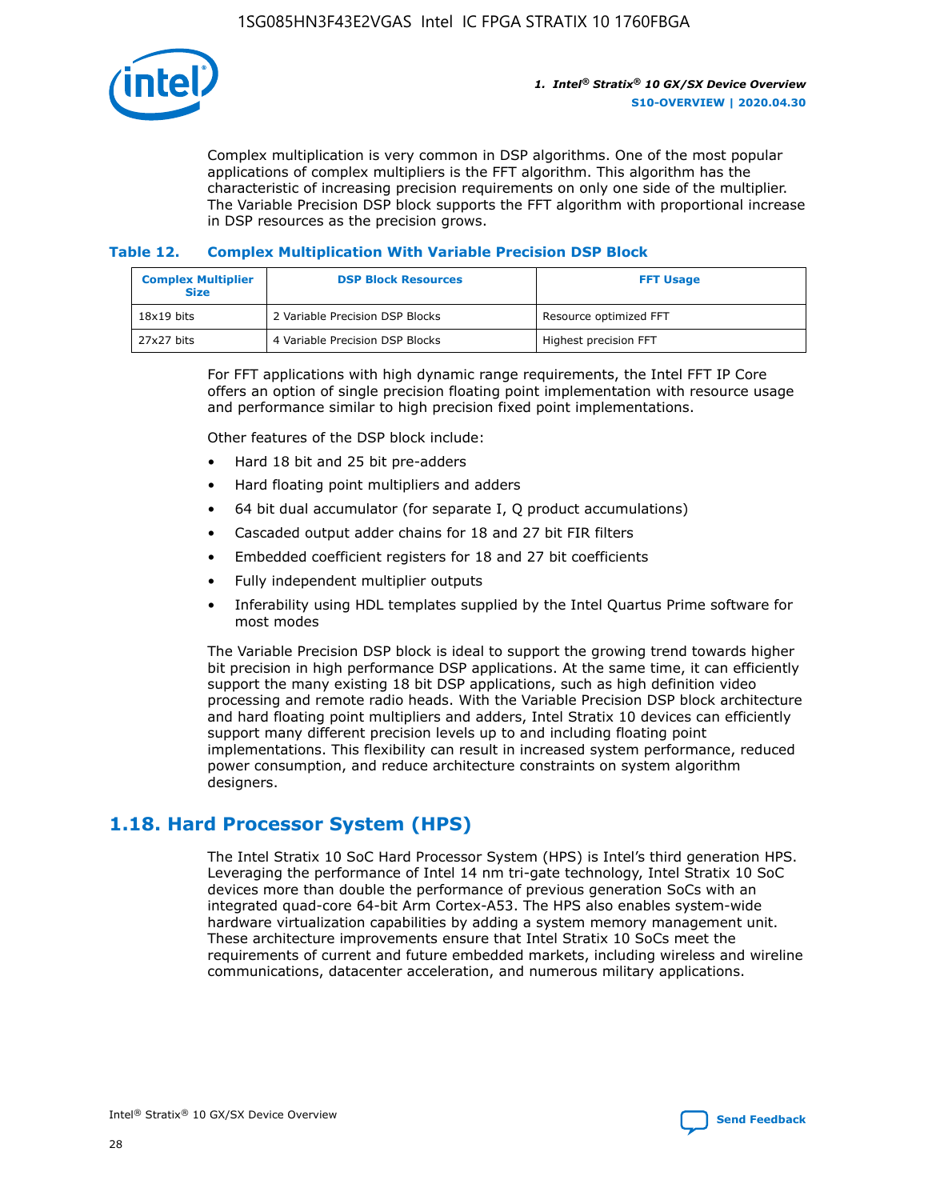Complex multiplication is very common in DSP algorithms. One of the most popular applications of complex multipliers is the FFT algorithm. This algorithm has the characteristic of increasing precision requirements on only one side of the multiplier. The Variable Precision DSP block supports the FFT algorithm with proportional increase in DSP resources as the precision grows.

### Table 12. Complex Multiplication With Variable Precision DSP Block

| Complex Multiplier Size | DSP Block Resources | FFT Usage |
| --- | --- | --- |
| 18x19 bits | 2 Variable Precision DSP Blocks | Resource optimized FFT |
| 27x27 bits | 4 Variable Precision DSP Blocks | Highest precision FFT |

For FFT applications with high dynamic range requirements, the Intel FFT IP Core offers an option of single precision floating point implementation with resource usage and performance similar to high precision fixed point implementations.

Other features of the DSP block include:

- Hard 18 bit and 25 bit pre-adders
- Hard floating point multipliers and adders
- 64 bit dual accumulator (for separate I, Q product accumulations)
- Cascaded output adder chains for 18 and 27 bit FIR filters
- Embedded coefficient registers for 18 and 27 bit coefficients
- Fully independent multiplier outputs
- Inferability using HDL templates supplied by the Intel Quartus Prime software for most modes

The Variable Precision DSP block is ideal to support the growing trend towards higher bit precision in high performance DSP applications. At the same time, it can efficiently support the many existing 18 bit DSP applications, such as high definition video processing and remote radio heads. With the Variable Precision DSP block architecture and hard floating point multipliers and adders, Intel Stratix 10 devices can efficiently support many different precision levels up to and including floating point implementations. This flexibility can result in increased system performance, reduced power consumption, and reduce architecture constraints on system algorithm designers.

## 1.18. Hard Processor System (HPS)

The Intel Stratix 10 SoC Hard Processor System (HPS) is Intel's third generation HPS. Leveraging the performance of Intel 14 nm tri-gate technology, Intel Stratix 10 SoC devices more than double the performance of previous generation SoCs with an integrated quad-core 64-bit Arm Cortex-A53. The HPS also enables system-wide hardware virtualization capabilities by adding a system memory management unit. These architecture improvements ensure that Intel Stratix 10 SoCs meet the requirements of current and future embedded markets, including wireless and wireline communications, datacenter acceleration, and numerous military applications.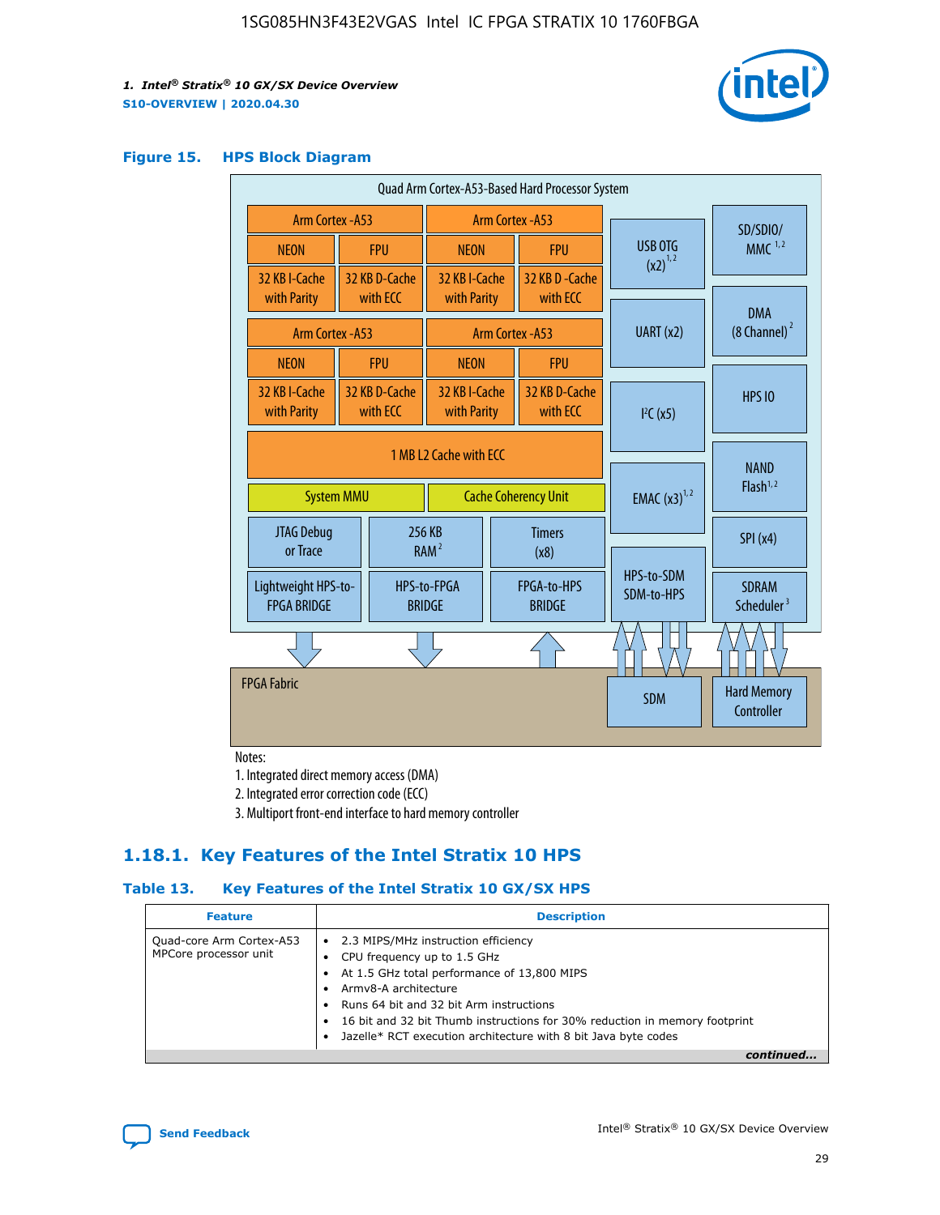**Figure 15. HPS Block Diagram**

Quad Arm Cortex-A53-Based Hard Processor System

| Arm Cortex -A53 | | Arm Cortex -A53 | |
|---|---|---|---|
| NEON | FPU | NEON | FPU |
| 32 KB I-Cache with Parity | 32 KB D-Cache with ECC | 32 KB I-Cache with Parity | 32 KB D -Cache with ECC |

| Arm Cortex -A53 | | Arm Cortex -A53 | |
|---|---|---|---|
| NEON | FPU | NEON | FPU |
| 32 KB I-Cache with Parity | 32 KB D-Cache with ECC | 32 KB I-Cache with Parity | 32 KB D-Cache with ECC |

1 MB L2 Cache with ECC

System MMU | Cache Coherency Unit

JTAG Debug or Trace | 256 KB RAM [2] | Timers (x8)

Lightweight HPS-to-FPGA BRIDGE | HPS-to-FPGA BRIDGE | FPGA-to-HPS BRIDGE

USB OTG (x2) [1,2] | UART (x2) | I²C (x5) | EMAC (x3) [1,2] | HPS-to-SDM SDM-to-HPS

SD/SDIO/MMC [1,2] | DMA (8 Channel) [2] | HPS IO | NAND Flash [1,2] | SPI (x4) | SDRAM Scheduler [3]

FPGA Fabric | SDM | Hard Memory Controller

Notes:

1. Integrated direct memory access (DMA)
2. Integrated error correction code (ECC)
3. Multiport front-end interface to hard memory controller

## 1.18.1. Key Features of the Intel Stratix 10 HPS

**Table 13. Key Features of the Intel Stratix 10 GX/SX HPS**

| Feature | Description |
|---|---|
| Quad-core Arm Cortex-A53 MPCore processor unit | • 2.3 MIPS/MHz instruction efficiency<br>• CPU frequency up to 1.5 GHz<br>• At 1.5 GHz total performance of 13,800 MIPS<br>• Armv8-A architecture<br>• Runs 64 bit and 32 bit Arm instructions<br>• 16 bit and 32 bit Thumb instructions for 30% reduction in memory footprint<br>• Jazelle* RCT execution architecture with 8 bit Java byte codes |

*continued...*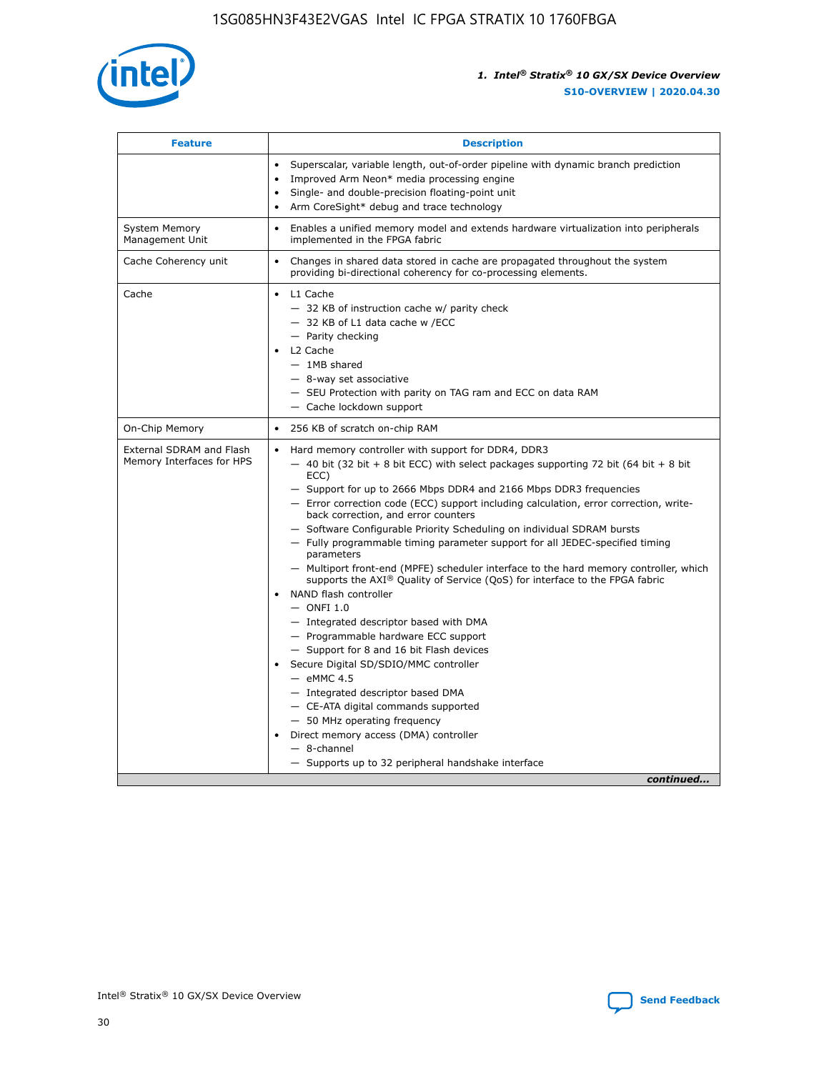| Feature | Description |
| --- | --- |
| | • Superscalar, variable length, out-of-order pipeline with dynamic branch prediction<br>• Improved Arm Neon* media processing engine<br>• Single- and double-precision floating-point unit<br>• Arm CoreSight* debug and trace technology |
| System Memory Management Unit | • Enables a unified memory model and extends hardware virtualization into peripherals implemented in the FPGA fabric |
| Cache Coherency unit | • Changes in shared data stored in cache are propagated throughout the system providing bi-directional coherency for co-processing elements. |
| Cache | • L1 Cache<br>— 32 KB of instruction cache w/ parity check<br>— 32 KB of L1 data cache w /ECC<br>— Parity checking<br>• L2 Cache<br>— 1MB shared<br>— 8-way set associative<br>— SEU Protection with parity on TAG ram and ECC on data RAM<br>— Cache lockdown support |
| On-Chip Memory | • 256 KB of scratch on-chip RAM |
| External SDRAM and Flash Memory Interfaces for HPS | • Hard memory controller with support for DDR4, DDR3<br>— 40 bit (32 bit + 8 bit ECC) with select packages supporting 72 bit (64 bit + 8 bit ECC)<br>— Support for up to 2666 Mbps DDR4 and 2166 Mbps DDR3 frequencies<br>— Error correction code (ECC) support including calculation, error correction, write-back correction, and error counters<br>— Software Configurable Priority Scheduling on individual SDRAM bursts<br>— Fully programmable timing parameter support for all JEDEC-specified timing parameters<br>— Multiport front-end (MPFE) scheduler interface to the hard memory controller, which supports the AXI® Quality of Service (QoS) for interface to the FPGA fabric<br>• NAND flash controller<br>— ONFI 1.0<br>— Integrated descriptor based with DMA<br>— Programmable hardware ECC support<br>— Support for 8 and 16 bit Flash devices<br>• Secure Digital SD/SDIO/MMC controller<br>— eMMC 4.5<br>— Integrated descriptor based DMA<br>— CE-ATA digital commands supported<br>— 50 MHz operating frequency<br>• Direct memory access (DMA) controller<br>— 8-channel<br>— Supports up to 32 peripheral handshake interface |

*continued...*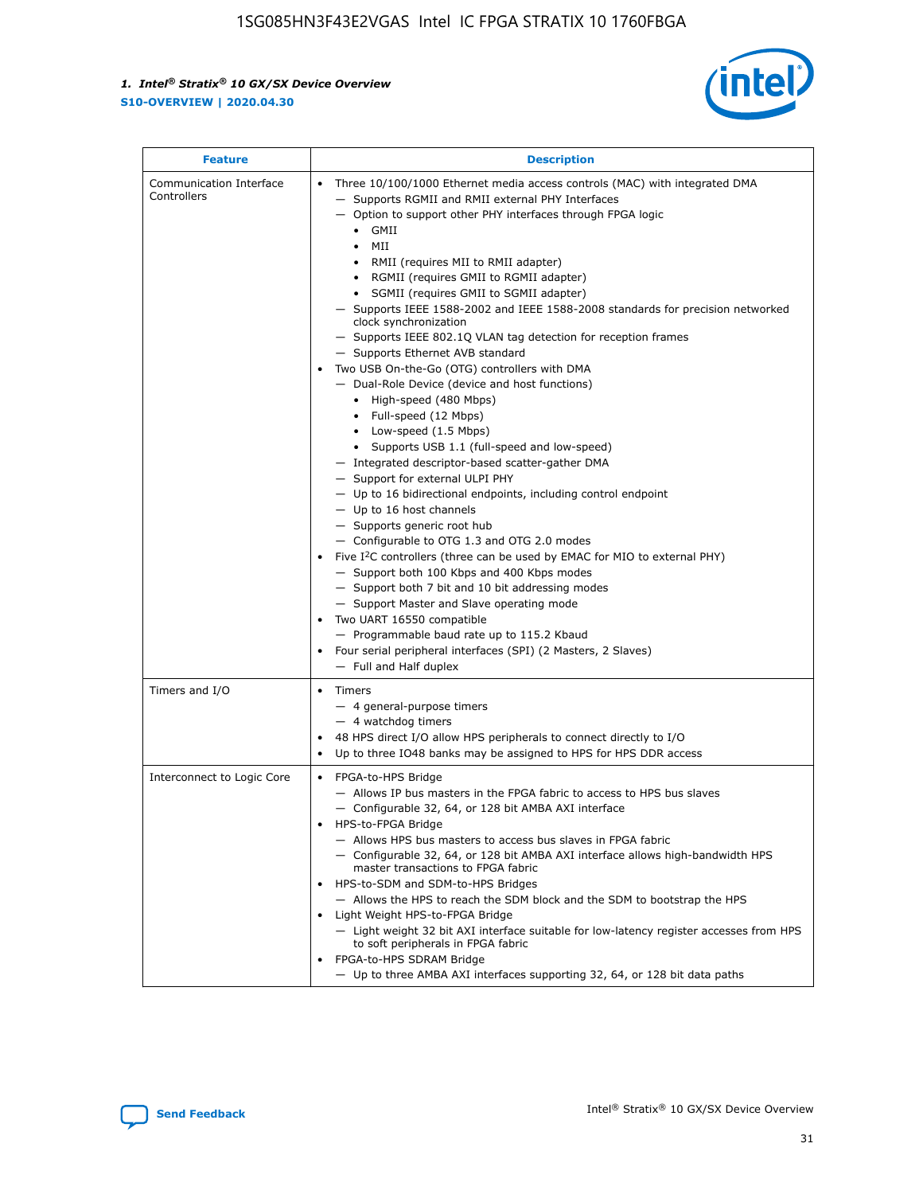| Feature | Description |
| --- | --- |
| Communication Interface Controllers | • Three 10/100/1000 Ethernet media access controls (MAC) with integrated DMA<br>— Supports RGMII and RMII external PHY Interfaces<br>— Option to support other PHY interfaces through FPGA logic<br>• GMII<br>• MII<br>• RMII (requires MII to RMII adapter)<br>• RGMII (requires GMII to RGMII adapter)<br>• SGMII (requires GMII to SGMII adapter)<br>— Supports IEEE 1588-2002 and IEEE 1588-2008 standards for precision networked clock synchronization<br>— Supports IEEE 802.1Q VLAN tag detection for reception frames<br>— Supports Ethernet AVB standard<br>• Two USB On-the-Go (OTG) controllers with DMA<br>— Dual-Role Device (device and host functions)<br>• High-speed (480 Mbps)<br>• Full-speed (12 Mbps)<br>• Low-speed (1.5 Mbps)<br>• Supports USB 1.1 (full-speed and low-speed)<br>— Integrated descriptor-based scatter-gather DMA<br>— Support for external ULPI PHY<br>— Up to 16 bidirectional endpoints, including control endpoint<br>— Up to 16 host channels<br>— Supports generic root hub<br>— Configurable to OTG 1.3 and OTG 2.0 modes<br>• Five I²C controllers (three can be used by EMAC for MIO to external PHY)<br>— Support both 100 Kbps and 400 Kbps modes<br>— Support both 7 bit and 10 bit addressing modes<br>— Support Master and Slave operating mode<br>• Two UART 16550 compatible<br>— Programmable baud rate up to 115.2 Kbaud<br>• Four serial peripheral interfaces (SPI) (2 Masters, 2 Slaves)<br>— Full and Half duplex |
| Timers and I/O | • Timers<br>— 4 general-purpose timers<br>— 4 watchdog timers<br>• 48 HPS direct I/O allow HPS peripherals to connect directly to I/O<br>• Up to three IO48 banks may be assigned to HPS for HPS DDR access |
| Interconnect to Logic Core | • FPGA-to-HPS Bridge<br>— Allows IP bus masters in the FPGA fabric to access to HPS bus slaves<br>— Configurable 32, 64, or 128 bit AMBA AXI interface<br>• HPS-to-FPGA Bridge<br>— Allows HPS bus masters to access bus slaves in FPGA fabric<br>— Configurable 32, 64, or 128 bit AMBA AXI interface allows high-bandwidth HPS master transactions to FPGA fabric<br>• HPS-to-SDM and SDM-to-HPS Bridges<br>— Allows the HPS to reach the SDM block and the SDM to bootstrap the HPS<br>• Light Weight HPS-to-FPGA Bridge<br>— Light weight 32 bit AXI interface suitable for low-latency register accesses from HPS to soft peripherals in FPGA fabric<br>• FPGA-to-HPS SDRAM Bridge<br>— Up to three AMBA AXI interfaces supporting 32, 64, or 128 bit data paths |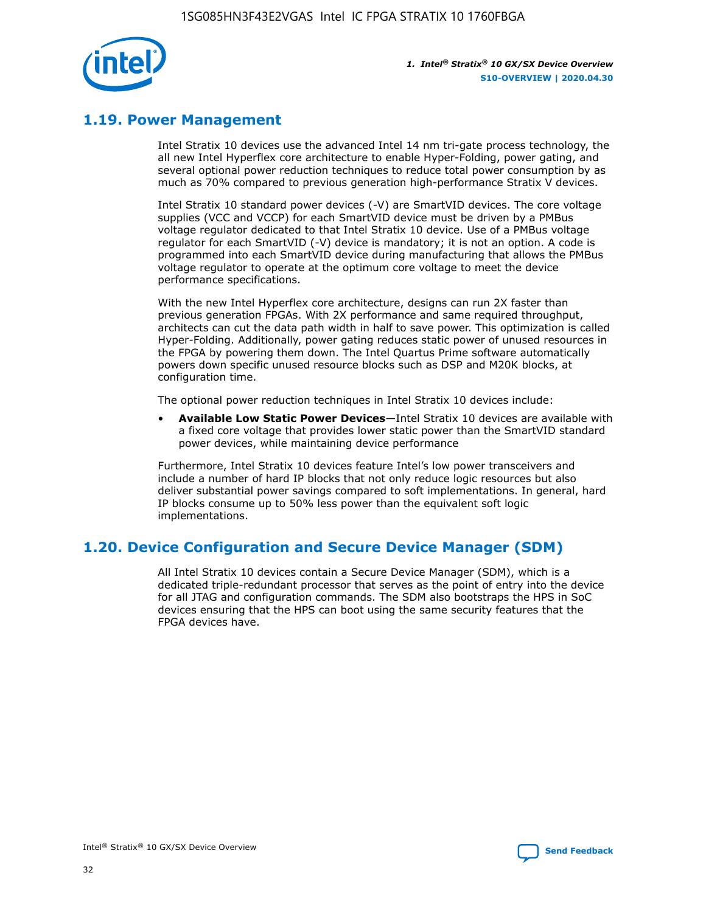## 1.19. Power Management

Intel Stratix 10 devices use the advanced Intel 14 nm tri-gate process technology, the all new Intel Hyperflex core architecture to enable Hyper-Folding, power gating, and several optional power reduction techniques to reduce total power consumption by as much as 70% compared to previous generation high-performance Stratix V devices.

Intel Stratix 10 standard power devices (-V) are SmartVID devices. The core voltage supplies (VCC and VCCP) for each SmartVID device must be driven by a PMBus voltage regulator dedicated to that Intel Stratix 10 device. Use of a PMBus voltage regulator for each SmartVID (-V) device is mandatory; it is not an option. A code is programmed into each SmartVID device during manufacturing that allows the PMBus voltage regulator to operate at the optimum core voltage to meet the device performance specifications.

With the new Intel Hyperflex core architecture, designs can run 2X faster than previous generation FPGAs. With 2X performance and same required throughput, architects can cut the data path width in half to save power. This optimization is called Hyper-Folding. Additionally, power gating reduces static power of unused resources in the FPGA by powering them down. The Intel Quartus Prime software automatically powers down specific unused resource blocks such as DSP and M20K blocks, at configuration time.

The optional power reduction techniques in Intel Stratix 10 devices include:

- **Available Low Static Power Devices**—Intel Stratix 10 devices are available with a fixed core voltage that provides lower static power than the SmartVID standard power devices, while maintaining device performance

Furthermore, Intel Stratix 10 devices feature Intel's low power transceivers and include a number of hard IP blocks that not only reduce logic resources but also deliver substantial power savings compared to soft implementations. In general, hard IP blocks consume up to 50% less power than the equivalent soft logic implementations.

## 1.20. Device Configuration and Secure Device Manager (SDM)

All Intel Stratix 10 devices contain a Secure Device Manager (SDM), which is a dedicated triple-redundant processor that serves as the point of entry into the device for all JTAG and configuration commands. The SDM also bootstraps the HPS in SoC devices ensuring that the HPS can boot using the same security features that the FPGA devices have.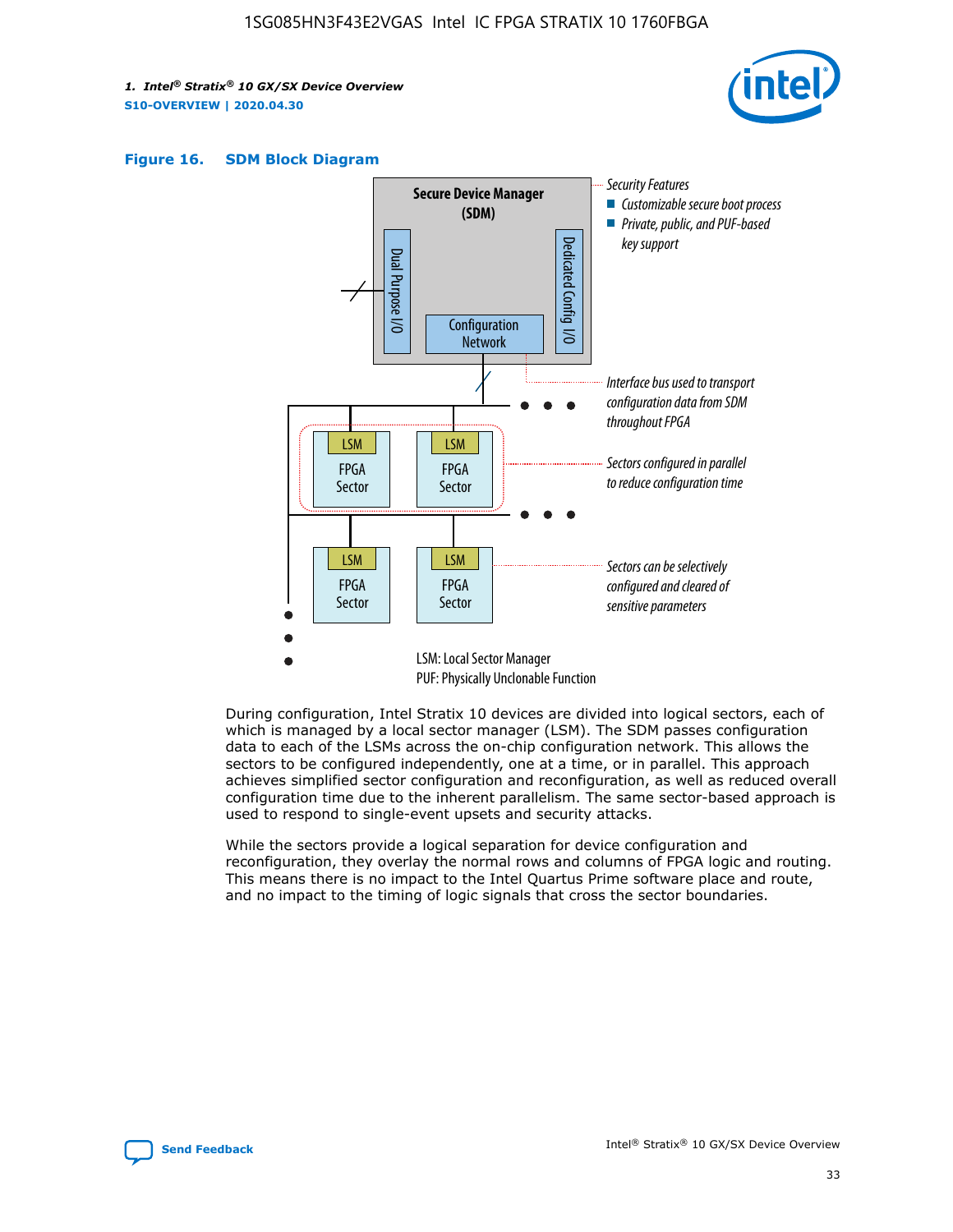**Figure 16. SDM Block Diagram**

During configuration, Intel Stratix 10 devices are divided into logical sectors, each of which is managed by a local sector manager (LSM). The SDM passes configuration data to each of the LSMs across the on-chip configuration network. This allows the sectors to be configured independently, one at a time, or in parallel. This approach achieves simplified sector configuration and reconfiguration, as well as reduced overall configuration time due to the inherent parallelism. The same sector-based approach is used to respond to single-event upsets and security attacks.

While the sectors provide a logical separation for device configuration and reconfiguration, they overlay the normal rows and columns of FPGA logic and routing. This means there is no impact to the Intel Quartus Prime software place and route, and no impact to the timing of logic signals that cross the sector boundaries.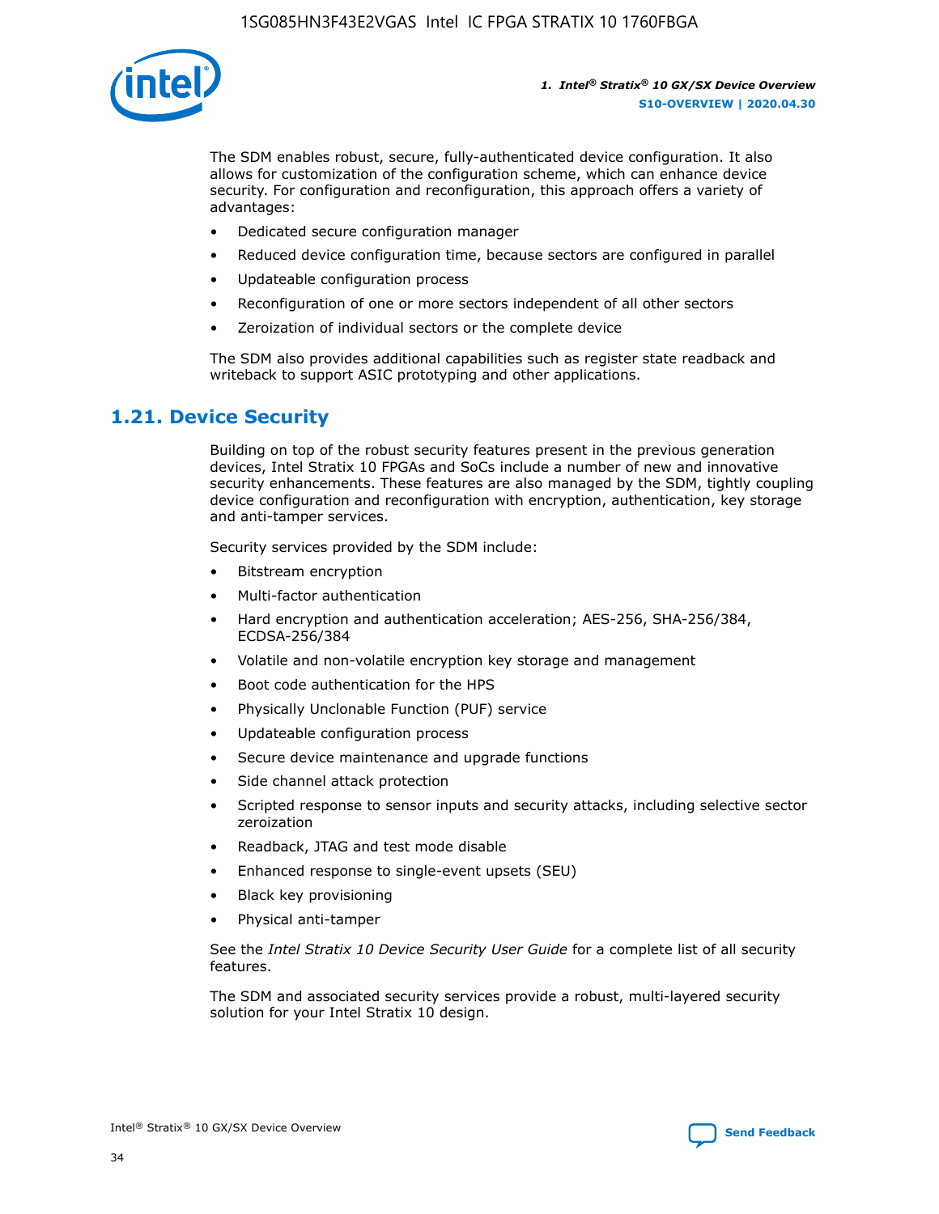The SDM enables robust, secure, fully-authenticated device configuration. It also allows for customization of the configuration scheme, which can enhance device security. For configuration and reconfiguration, this approach offers a variety of advantages:

- Dedicated secure configuration manager
- Reduced device configuration time, because sectors are configured in parallel
- Updateable configuration process
- Reconfiguration of one or more sectors independent of all other sectors
- Zeroization of individual sectors or the complete device

The SDM also provides additional capabilities such as register state readback and writeback to support ASIC prototyping and other applications.

## 1.21. Device Security

Building on top of the robust security features present in the previous generation devices, Intel Stratix 10 FPGAs and SoCs include a number of new and innovative security enhancements. These features are also managed by the SDM, tightly coupling device configuration and reconfiguration with encryption, authentication, key storage and anti-tamper services.

Security services provided by the SDM include:

- Bitstream encryption
- Multi-factor authentication
- Hard encryption and authentication acceleration; AES-256, SHA-256/384, ECDSA-256/384
- Volatile and non-volatile encryption key storage and management
- Boot code authentication for the HPS
- Physically Unclonable Function (PUF) service
- Updateable configuration process
- Secure device maintenance and upgrade functions
- Side channel attack protection
- Scripted response to sensor inputs and security attacks, including selective sector zeroization
- Readback, JTAG and test mode disable
- Enhanced response to single-event upsets (SEU)
- Black key provisioning
- Physical anti-tamper

See the *Intel Stratix 10 Device Security User Guide* for a complete list of all security features.

The SDM and associated security services provide a robust, multi-layered security solution for your Intel Stratix 10 design.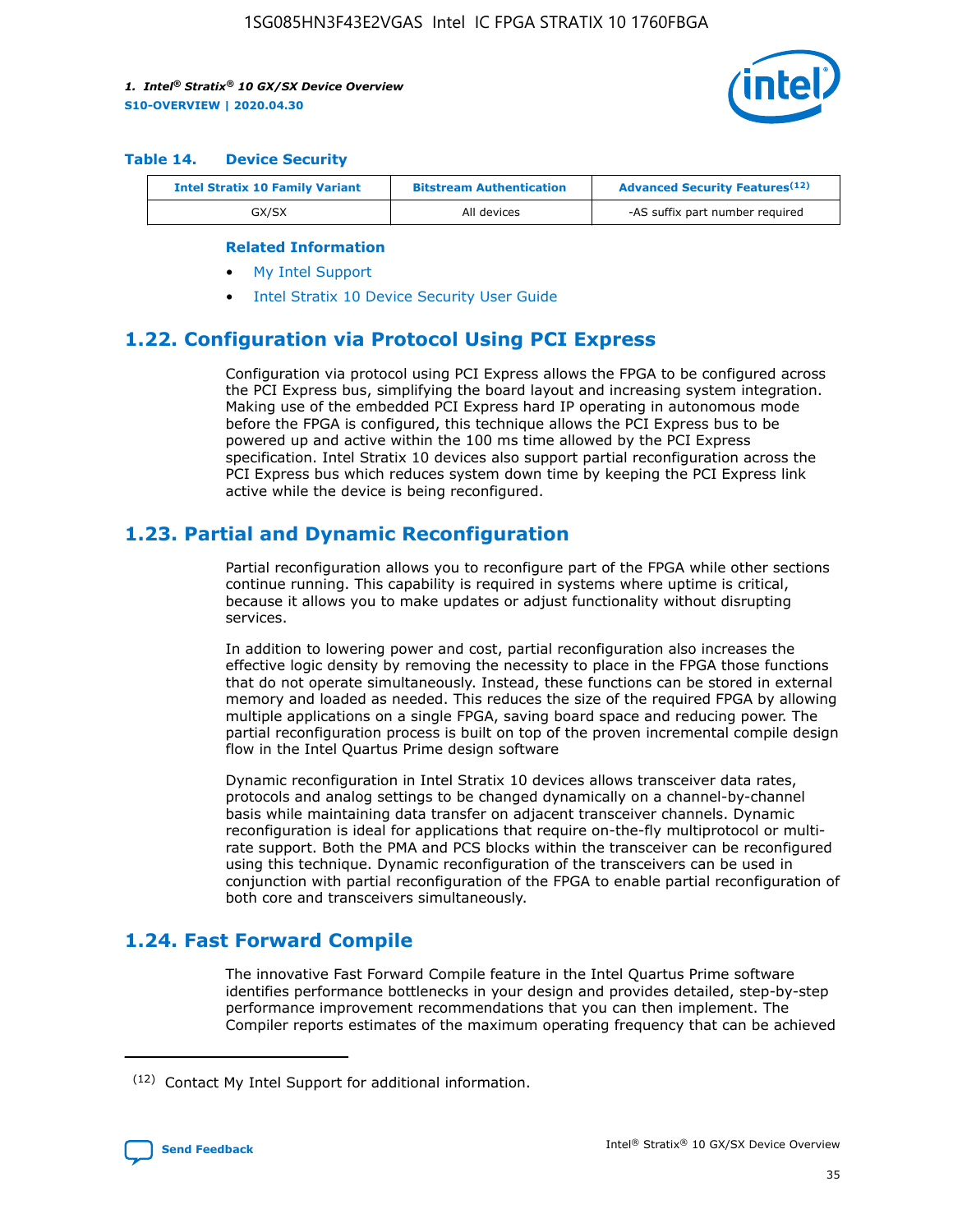**Table 14. Device Security**

| Intel Stratix 10 Family Variant | Bitstream Authentication | Advanced Security Features[(12)] |
|---|---|---|
| GX/SX | All devices | -AS suffix part number required |

**Related Information**

- My Intel Support
- Intel Stratix 10 Device Security User Guide

## 1.22. Configuration via Protocol Using PCI Express

Configuration via protocol using PCI Express allows the FPGA to be configured across the PCI Express bus, simplifying the board layout and increasing system integration. Making use of the embedded PCI Express hard IP operating in autonomous mode before the FPGA is configured, this technique allows the PCI Express bus to be powered up and active within the 100 ms time allowed by the PCI Express specification. Intel Stratix 10 devices also support partial reconfiguration across the PCI Express bus which reduces system down time by keeping the PCI Express link active while the device is being reconfigured.

## 1.23. Partial and Dynamic Reconfiguration

Partial reconfiguration allows you to reconfigure part of the FPGA while other sections continue running. This capability is required in systems where uptime is critical, because it allows you to make updates or adjust functionality without disrupting services.

In addition to lowering power and cost, partial reconfiguration also increases the effective logic density by removing the necessity to place in the FPGA those functions that do not operate simultaneously. Instead, these functions can be stored in external memory and loaded as needed. This reduces the size of the required FPGA by allowing multiple applications on a single FPGA, saving board space and reducing power. The partial reconfiguration process is built on top of the proven incremental compile design flow in the Intel Quartus Prime design software

Dynamic reconfiguration in Intel Stratix 10 devices allows transceiver data rates, protocols and analog settings to be changed dynamically on a channel-by-channel basis while maintaining data transfer on adjacent transceiver channels. Dynamic reconfiguration is ideal for applications that require on-the-fly multiprotocol or multi-rate support. Both the PMA and PCS blocks within the transceiver can be reconfigured using this technique. Dynamic reconfiguration of the transceivers can be used in conjunction with partial reconfiguration of the FPGA to enable partial reconfiguration of both core and transceivers simultaneously.

## 1.24. Fast Forward Compile

The innovative Fast Forward Compile feature in the Intel Quartus Prime software identifies performance bottlenecks in your design and provides detailed, step-by-step performance improvement recommendations that you can then implement. The Compiler reports estimates of the maximum operating frequency that can be achieved

(12) Contact My Intel Support for additional information.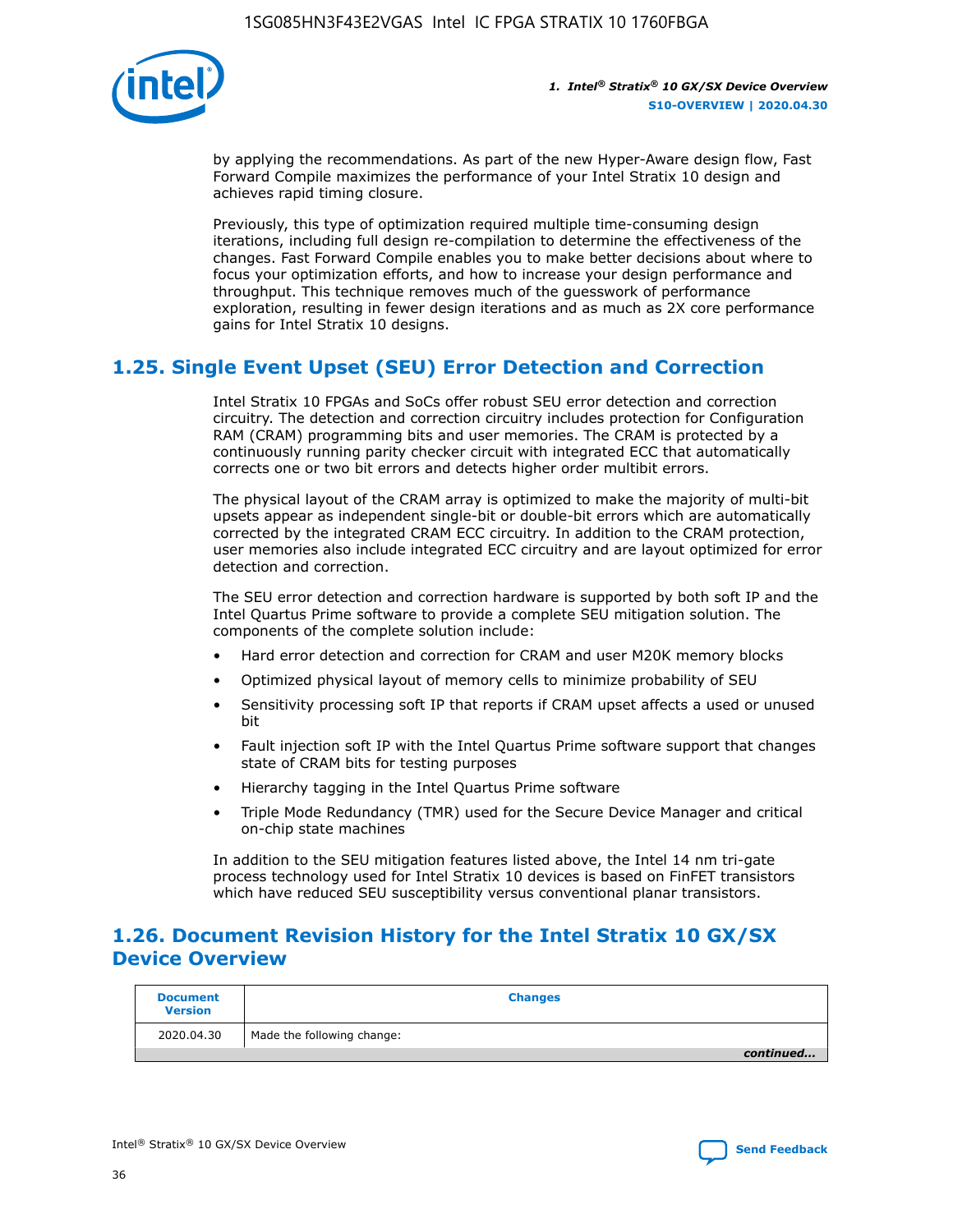by applying the recommendations. As part of the new Hyper-Aware design flow, Fast Forward Compile maximizes the performance of your Intel Stratix 10 design and achieves rapid timing closure.

Previously, this type of optimization required multiple time-consuming design iterations, including full design re-compilation to determine the effectiveness of the changes. Fast Forward Compile enables you to make better decisions about where to focus your optimization efforts, and how to increase your design performance and throughput. This technique removes much of the guesswork of performance exploration, resulting in fewer design iterations and as much as 2X core performance gains for Intel Stratix 10 designs.

## 1.25. Single Event Upset (SEU) Error Detection and Correction

Intel Stratix 10 FPGAs and SoCs offer robust SEU error detection and correction circuitry. The detection and correction circuitry includes protection for Configuration RAM (CRAM) programming bits and user memories. The CRAM is protected by a continuously running parity checker circuit with integrated ECC that automatically corrects one or two bit errors and detects higher order multibit errors.

The physical layout of the CRAM array is optimized to make the majority of multi-bit upsets appear as independent single-bit or double-bit errors which are automatically corrected by the integrated CRAM ECC circuitry. In addition to the CRAM protection, user memories also include integrated ECC circuitry and are layout optimized for error detection and correction.

The SEU error detection and correction hardware is supported by both soft IP and the Intel Quartus Prime software to provide a complete SEU mitigation solution. The components of the complete solution include:

- Hard error detection and correction for CRAM and user M20K memory blocks
- Optimized physical layout of memory cells to minimize probability of SEU
- Sensitivity processing soft IP that reports if CRAM upset affects a used or unused bit
- Fault injection soft IP with the Intel Quartus Prime software support that changes state of CRAM bits for testing purposes
- Hierarchy tagging in the Intel Quartus Prime software
- Triple Mode Redundancy (TMR) used for the Secure Device Manager and critical on-chip state machines

In addition to the SEU mitigation features listed above, the Intel 14 nm tri-gate process technology used for Intel Stratix 10 devices is based on FinFET transistors which have reduced SEU susceptibility versus conventional planar transistors.

## 1.26. Document Revision History for the Intel Stratix 10 GX/SX Device Overview

| Document Version | Changes |
| --- | --- |
| 2020.04.30 | Made the following change: |

*continued...*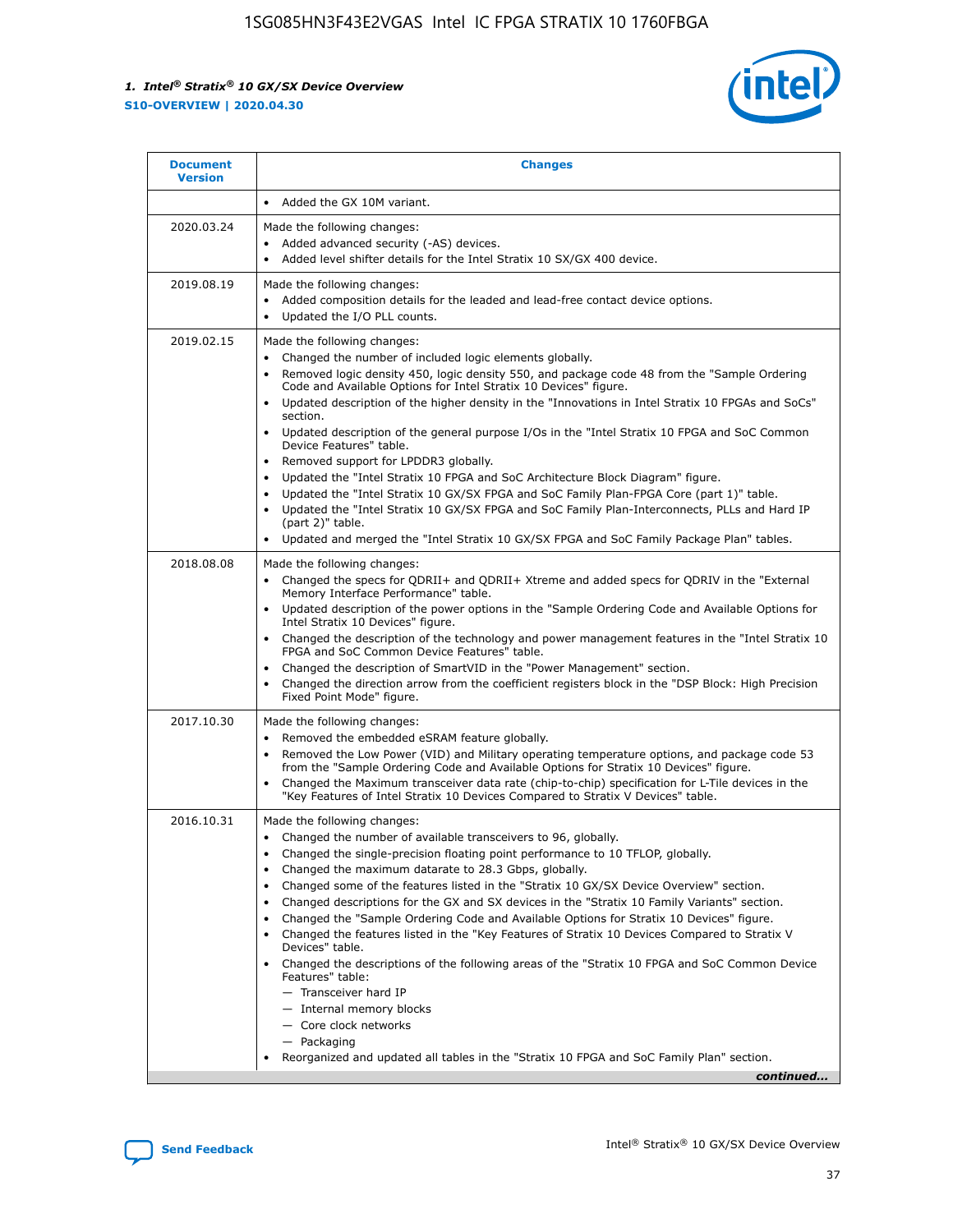| Document Version | Changes |
| --- | --- |
| | • Added the GX 10M variant. |
| 2020.03.24 | Made the following changes:<br>• Added advanced security (-AS) devices.<br>• Added level shifter details for the Intel Stratix 10 SX/GX 400 device. |
| 2019.08.19 | Made the following changes:<br>• Added composition details for the leaded and lead-free contact device options.<br>• Updated the I/O PLL counts. |
| 2019.02.15 | Made the following changes:<br>• Changed the number of included logic elements globally.<br>• Removed logic density 450, logic density 550, and package code 48 from the "Sample Ordering Code and Available Options for Intel Stratix 10 Devices" figure.<br>• Updated description of the higher density in the "Innovations in Intel Stratix 10 FPGAs and SoCs" section.<br>• Updated description of the general purpose I/Os in the "Intel Stratix 10 FPGA and SoC Common Device Features" table.<br>• Removed support for LPDDR3 globally.<br>• Updated the "Intel Stratix 10 FPGA and SoC Architecture Block Diagram" figure.<br>• Updated the "Intel Stratix 10 GX/SX FPGA and SoC Family Plan-FPGA Core (part 1)" table.<br>• Updated the "Intel Stratix 10 GX/SX FPGA and SoC Family Plan-Interconnects, PLLs and Hard IP (part 2)" table.<br>• Updated and merged the "Intel Stratix 10 GX/SX FPGA and SoC Family Package Plan" tables. |
| 2018.08.08 | Made the following changes:<br>• Changed the specs for QDRII+ and QDRII+ Xtreme and added specs for QDRIV in the "External Memory Interface Performance" table.<br>• Updated description of the power options in the "Sample Ordering Code and Available Options for Intel Stratix 10 Devices" figure.<br>• Changed the description of the technology and power management features in the "Intel Stratix 10 FPGA and SoC Common Device Features" table.<br>• Changed the description of SmartVID in the "Power Management" section.<br>• Changed the direction arrow from the coefficient registers block in the "DSP Block: High Precision Fixed Point Mode" figure. |
| 2017.10.30 | Made the following changes:<br>• Removed the embedded eSRAM feature globally.<br>• Removed the Low Power (VID) and Military operating temperature options, and package code 53 from the "Sample Ordering Code and Available Options for Stratix 10 Devices" figure.<br>• Changed the Maximum transceiver data rate (chip-to-chip) specification for L-Tile devices in the "Key Features of Intel Stratix 10 Devices Compared to Stratix V Devices" table. |
| 2016.10.31 | Made the following changes:<br>• Changed the number of available transceivers to 96, globally.<br>• Changed the single-precision floating point performance to 10 TFLOP, globally.<br>• Changed the maximum datarate to 28.3 Gbps, globally.<br>• Changed some of the features listed in the "Stratix 10 GX/SX Device Overview" section.<br>• Changed descriptions for the GX and SX devices in the "Stratix 10 Family Variants" section.<br>• Changed the "Sample Ordering Code and Available Options for Stratix 10 Devices" figure.<br>• Changed the features listed in the "Key Features of Stratix 10 Devices Compared to Stratix V Devices" table.<br>• Changed the descriptions of the following areas of the "Stratix 10 FPGA and SoC Common Device Features" table:<br>— Transceiver hard IP<br>— Internal memory blocks<br>— Core clock networks<br>— Packaging<br>• Reorganized and updated all tables in the "Stratix 10 FPGA and SoC Family Plan" section. |

*continued...*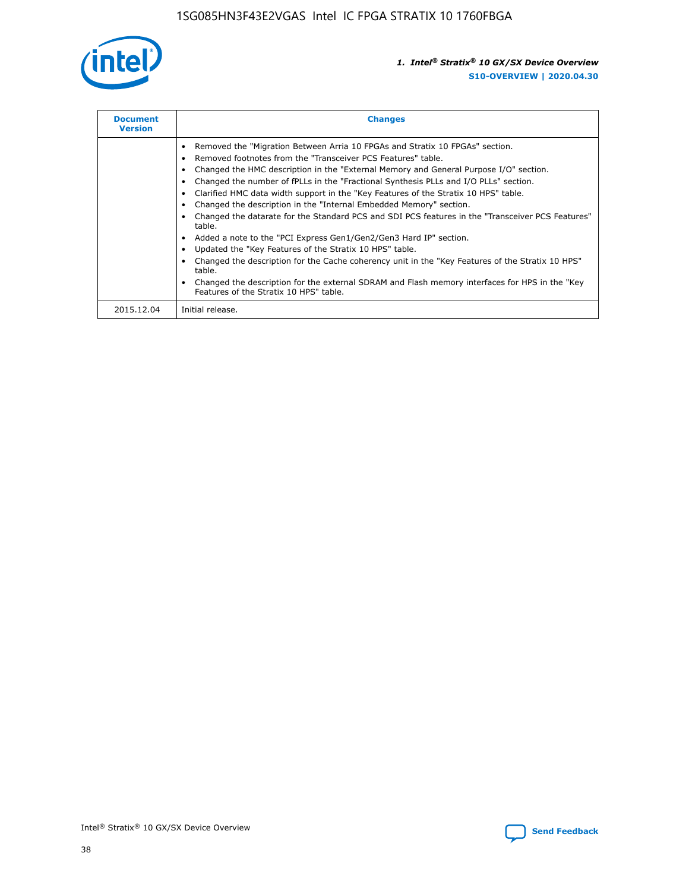| Document Version | Changes |
| --- | --- |
| | • Removed the "Migration Between Arria 10 FPGAs and Stratix 10 FPGAs" section.<br>• Removed footnotes from the "Transceiver PCS Features" table.<br>• Changed the HMC description in the "External Memory and General Purpose I/O" section.<br>• Changed the number of fPLLs in the "Fractional Synthesis PLLs and I/O PLLs" section.<br>• Clarified HMC data width support in the "Key Features of the Stratix 10 HPS" table.<br>• Changed the description in the "Internal Embedded Memory" section.<br>• Changed the datarate for the Standard PCS and SDI PCS features in the "Transceiver PCS Features" table.<br>• Added a note to the "PCI Express Gen1/Gen2/Gen3 Hard IP" section.<br>• Updated the "Key Features of the Stratix 10 HPS" table.<br>• Changed the description for the Cache coherency unit in the "Key Features of the Stratix 10 HPS" table.<br>• Changed the description for the external SDRAM and Flash memory interfaces for HPS in the "Key Features of the Stratix 10 HPS" table. |
| 2015.12.04 | Initial release. |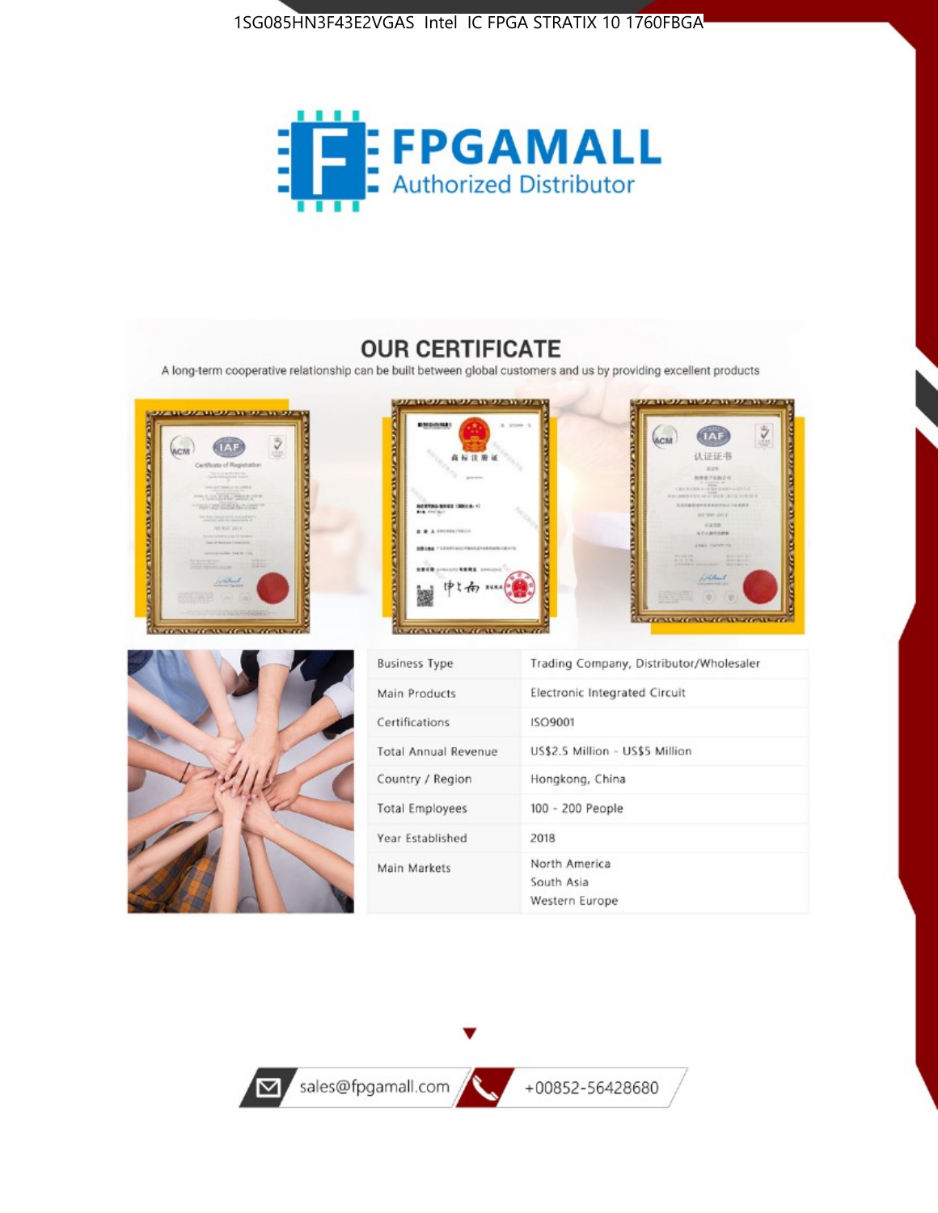# FPGAMALL

Authorized Distributor

## OUR CERTIFICATE

A long-term cooperative relationship can be built between global customers and us by providing excellent products

| | |
|---|---|
| Business Type | Trading Company, Distributor/Wholesaler |
| Main Products | Electronic Integrated Circuit |
| Certifications | ISO9001 |
| Total Annual Revenue | US$2.5 Million - US$5 Million |
| Country / Region | Hongkong, China |
| Total Employees | 100 - 200 People |
| Year Established | 2018 |
| Main Markets | North America<br>South Asia<br>Western Europe |

sales@fpgamall.com

+00852-56428680